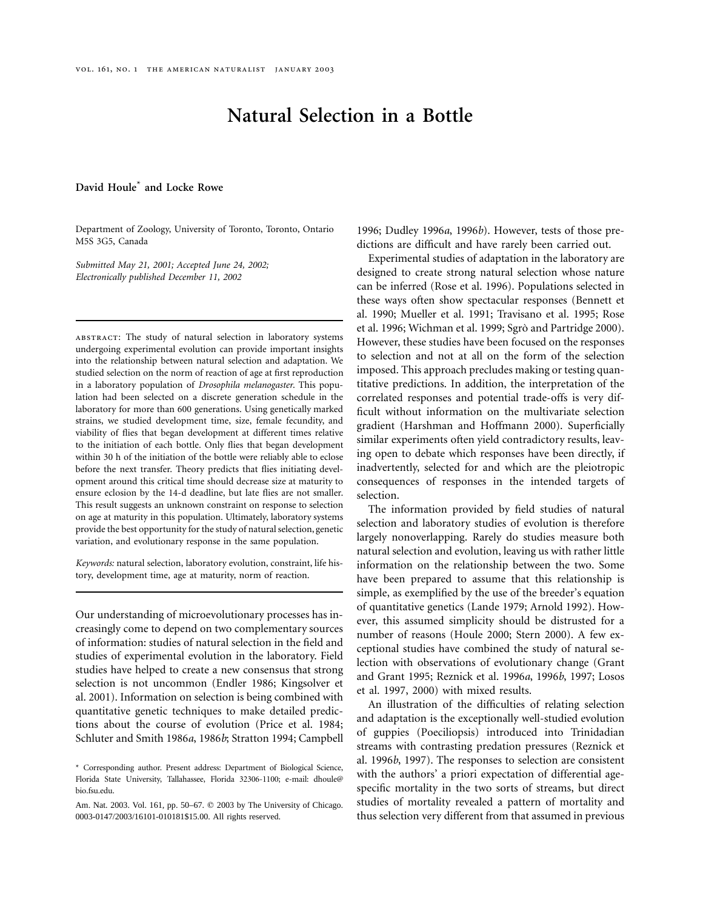# Natural Selection in a Bottle

**David Houle[\*] and Locke Rowe**

Department of Zoology, University of Toronto, Toronto, Ontario M5S 3G5, Canada

*Submitted May 21, 2001; Accepted June 24, 2002; Electronically published December 11, 2002*

ABSTRACT: The study of natural selection in laboratory systems undergoing experimental evolution can provide important insights into the relationship between natural selection and adaptation. We studied selection on the norm of reaction of age at first reproduction in a laboratory population of *Drosophila melanogaster*. This population had been selected on a discrete generation schedule in the laboratory for more than 600 generations. Using genetically marked strains, we studied development time, size, female fecundity, and viability of flies that began development at different times relative to the initiation of each bottle. Only flies that began development within 30 h of the initiation of the bottle were reliably able to eclose before the next transfer. Theory predicts that flies initiating development around this critical time should decrease size at maturity to ensure eclosion by the 14-d deadline, but late flies are not smaller. This result suggests an unknown constraint on response to selection on age at maturity in this population. Ultimately, laboratory systems provide the best opportunity for the study of natural selection, genetic variation, and evolutionary response in the same population.

*Keywords:* natural selection, laboratory evolution, constraint, life history, development time, age at maturity, norm of reaction.

Our understanding of microevolutionary processes has increasingly come to depend on two complementary sources of information: studies of natural selection in the field and studies of experimental evolution in the laboratory. Field studies have helped to create a new consensus that strong selection is not uncommon (Endler 1986; Kingsolver et al. 2001). Information on selection is being combined with quantitative genetic techniques to make detailed predictions about the course of evolution (Price et al. 1984; Schluter and Smith 1986*a*, 1986*b*; Stratton 1994; Campbell 1996; Dudley 1996*a*, 1996*b*). However, tests of those predictions are difficult and have rarely been carried out.

Experimental studies of adaptation in the laboratory are designed to create strong natural selection whose nature can be inferred (Rose et al. 1996). Populations selected in these ways often show spectacular responses (Bennett et al. 1990; Mueller et al. 1991; Travisano et al. 1995; Rose et al. 1996; Wichman et al. 1999; Sgrò and Partridge 2000). However, these studies have been focused on the responses to selection and not at all on the form of the selection imposed. This approach precludes making or testing quantitative predictions. In addition, the interpretation of the correlated responses and potential trade-offs is very difficult without information on the multivariate selection gradient (Harshman and Hoffmann 2000). Superficially similar experiments often yield contradictory results, leaving open to debate which responses have been directly, if inadvertently, selected for and which are the pleiotropic consequences of responses in the intended targets of selection.

The information provided by field studies of natural selection and laboratory studies of evolution is therefore largely nonoverlapping. Rarely do studies measure both natural selection and evolution, leaving us with rather little information on the relationship between the two. Some have been prepared to assume that this relationship is simple, as exemplified by the use of the breeder's equation of quantitative genetics (Lande 1979; Arnold 1992). However, this assumed simplicity should be distrusted for a number of reasons (Houle 2000; Stern 2000). A few exceptional studies have combined the study of natural selection with observations of evolutionary change (Grant and Grant 1995; Reznick et al. 1996*a*, 1996*b*, 1997; Losos et al. 1997, 2000) with mixed results.

An illustration of the difficulties of relating selection and adaptation is the exceptionally well-studied evolution of guppies (Poeciliopsis) introduced into Trinidadian streams with contrasting predation pressures (Reznick et al. 1996*b*, 1997). The responses to selection are consistent with the authors' a priori expectation of differential age-specific mortality in the two sorts of streams, but direct studies of mortality revealed a pattern of mortality and thus selection very different from that assumed in previous

[\*] Corresponding author. Present address: Department of Biological Science, Florida State University, Tallahassee, Florida 32306-1100; e-mail: dhoule@bio.fsu.edu.

Am. Nat. 2003. Vol. 161, pp. 50–67. © 2003 by The University of Chicago. 0003-0147/2003/16101-010181$15.00. All rights reserved.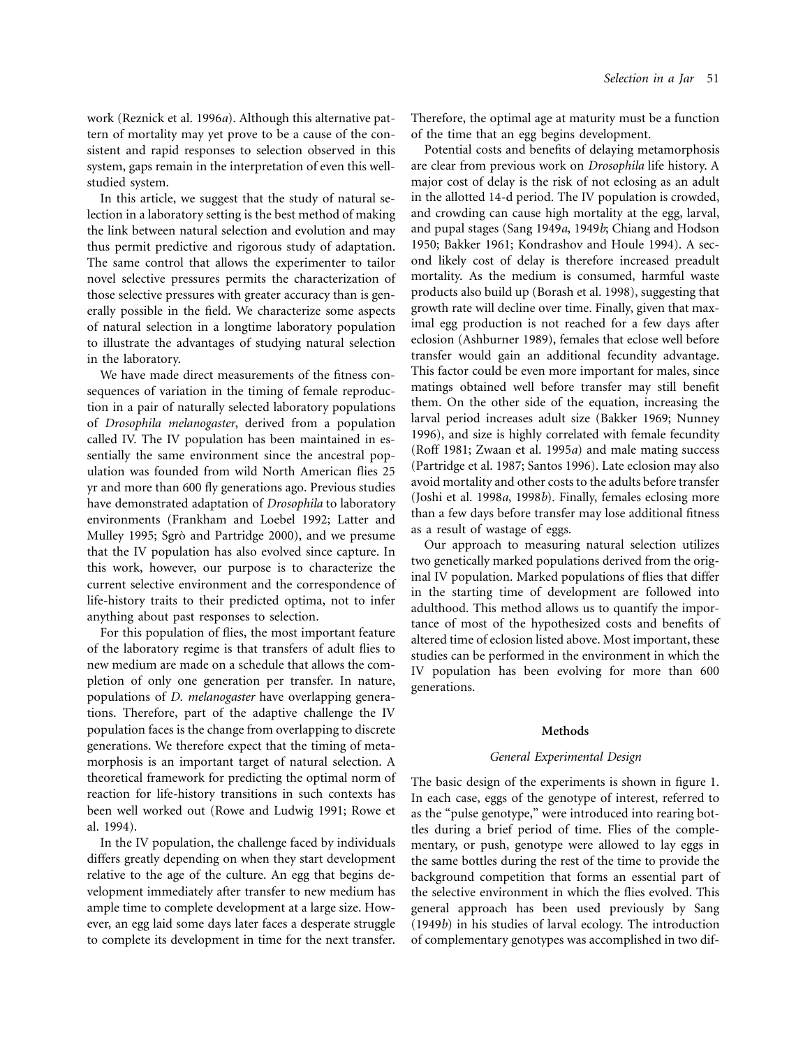work (Reznick et al. 1996*a*). Although this alternative pattern of mortality may yet prove to be a cause of the consistent and rapid responses to selection observed in this system, gaps remain in the interpretation of even this well-studied system.

In this article, we suggest that the study of natural selection in a laboratory setting is the best method of making the link between natural selection and evolution and may thus permit predictive and rigorous study of adaptation. The same control that allows the experimenter to tailor novel selective pressures permits the characterization of those selective pressures with greater accuracy than is generally possible in the field. We characterize some aspects of natural selection in a longtime laboratory population to illustrate the advantages of studying natural selection in the laboratory.

We have made direct measurements of the fitness consequences of variation in the timing of female reproduction in a pair of naturally selected laboratory populations of *Drosophila melanogaster*, derived from a population called IV. The IV population has been maintained in essentially the same environment since the ancestral population was founded from wild North American flies 25 yr and more than 600 fly generations ago. Previous studies have demonstrated adaptation of *Drosophila* to laboratory environments (Frankham and Loebel 1992; Latter and Mulley 1995; Sgrò and Partridge 2000), and we presume that the IV population has also evolved since capture. In this work, however, our purpose is to characterize the current selective environment and the correspondence of life-history traits to their predicted optima, not to infer anything about past responses to selection.

For this population of flies, the most important feature of the laboratory regime is that transfers of adult flies to new medium are made on a schedule that allows the completion of only one generation per transfer. In nature, populations of *D. melanogaster* have overlapping generations. Therefore, part of the adaptive challenge the IV population faces is the change from overlapping to discrete generations. We therefore expect that the timing of metamorphosis is an important target of natural selection. A theoretical framework for predicting the optimal norm of reaction for life-history transitions in such contexts has been well worked out (Rowe and Ludwig 1991; Rowe et al. 1994).

In the IV population, the challenge faced by individuals differs greatly depending on when they start development relative to the age of the culture. An egg that begins development immediately after transfer to new medium has ample time to complete development at a large size. However, an egg laid some days later faces a desperate struggle to complete its development in time for the next transfer. Therefore, the optimal age at maturity must be a function of the time that an egg begins development.

Potential costs and benefits of delaying metamorphosis are clear from previous work on *Drosophila* life history. A major cost of delay is the risk of not eclosing as an adult in the allotted 14-d period. The IV population is crowded, and crowding can cause high mortality at the egg, larval, and pupal stages (Sang 1949*a*, 1949*b*; Chiang and Hodson 1950; Bakker 1961; Kondrashov and Houle 1994). A second likely cost of delay is therefore increased preadult mortality. As the medium is consumed, harmful waste products also build up (Borash et al. 1998), suggesting that growth rate will decline over time. Finally, given that maximal egg production is not reached for a few days after eclosion (Ashburner 1989), females that eclose well before transfer would gain an additional fecundity advantage. This factor could be even more important for males, since matings obtained well before transfer may still benefit them. On the other side of the equation, increasing the larval period increases adult size (Bakker 1969; Nunney 1996), and size is highly correlated with female fecundity (Roff 1981; Zwaan et al. 1995*a*) and male mating success (Partridge et al. 1987; Santos 1996). Late eclosion may also avoid mortality and other costs to the adults before transfer (Joshi et al. 1998*a*, 1998*b*). Finally, females eclosing more than a few days before transfer may lose additional fitness as a result of wastage of eggs.

Our approach to measuring natural selection utilizes two genetically marked populations derived from the original IV population. Marked populations of flies that differ in the starting time of development are followed into adulthood. This method allows us to quantify the importance of most of the hypothesized costs and benefits of altered time of eclosion listed above. Most important, these studies can be performed in the environment in which the IV population has been evolving for more than 600 generations.

## Methods

### *General Experimental Design*

The basic design of the experiments is shown in figure 1. In each case, eggs of the genotype of interest, referred to as the "pulse genotype," were introduced into rearing bottles during a brief period of time. Flies of the complementary, or push, genotype were allowed to lay eggs in the same bottles during the rest of the time to provide the background competition that forms an essential part of the selective environment in which the flies evolved. This general approach has been used previously by Sang (1949*b*) in his studies of larval ecology. The introduction of complementary genotypes was accomplished in two dif-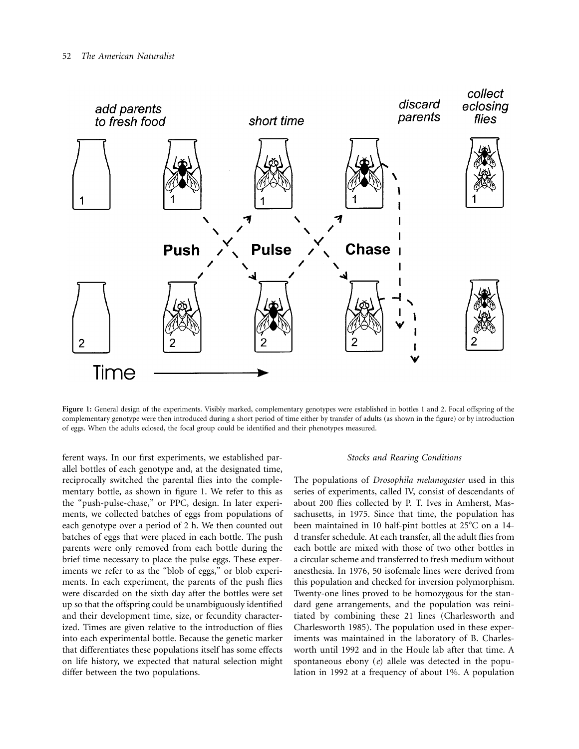**Figure 1:** General design of the experiments. Visibly marked, complementary genotypes were established in bottles 1 and 2. Focal offspring of the complementary genotype were then introduced during a short period of time either by transfer of adults (as shown in the figure) or by introduction of eggs. When the adults eclosed, the focal group could be identified and their phenotypes measured.

ferent ways. In our first experiments, we established parallel bottles of each genotype and, at the designated time, reciprocally switched the parental flies into the complementary bottle, as shown in figure 1. We refer to this as the "push-pulse-chase," or PPC, design. In later experiments, we collected batches of eggs from populations of each genotype over a period of 2 h. We then counted out batches of eggs that were placed in each bottle. The push parents were only removed from each bottle during the brief time necessary to place the pulse eggs. These experiments we refer to as the "blob of eggs," or blob experiments. In each experiment, the parents of the push flies were discarded on the sixth day after the bottles were set up so that the offspring could be unambiguously identified and their development time, size, or fecundity characterized. Times are given relative to the introduction of flies into each experimental bottle. Because the genetic marker that differentiates these populations itself has some effects on life history, we expected that natural selection might differ between the two populations.

### *Stocks and Rearing Conditions*

The populations of *Drosophila melanogaster* used in this series of experiments, called IV, consist of descendants of about 200 flies collected by P. T. Ives in Amherst, Massachusetts, in 1975. Since that time, the population has been maintained in 10 half-pint bottles at 25°C on a 14-d transfer schedule. At each transfer, all the adult flies from each bottle are mixed with those of two other bottles in a circular scheme and transferred to fresh medium without anesthesia. In 1976, 50 isofemale lines were derived from this population and checked for inversion polymorphism. Twenty-one lines proved to be homozygous for the standard gene arrangements, and the population was reinitiated by combining these 21 lines (Charlesworth and Charlesworth 1985). The population used in these experiments was maintained in the laboratory of B. Charlesworth until 1992 and in the Houle lab after that time. A spontaneous ebony (*e*) allele was detected in the population in 1992 at a frequency of about 1%. A population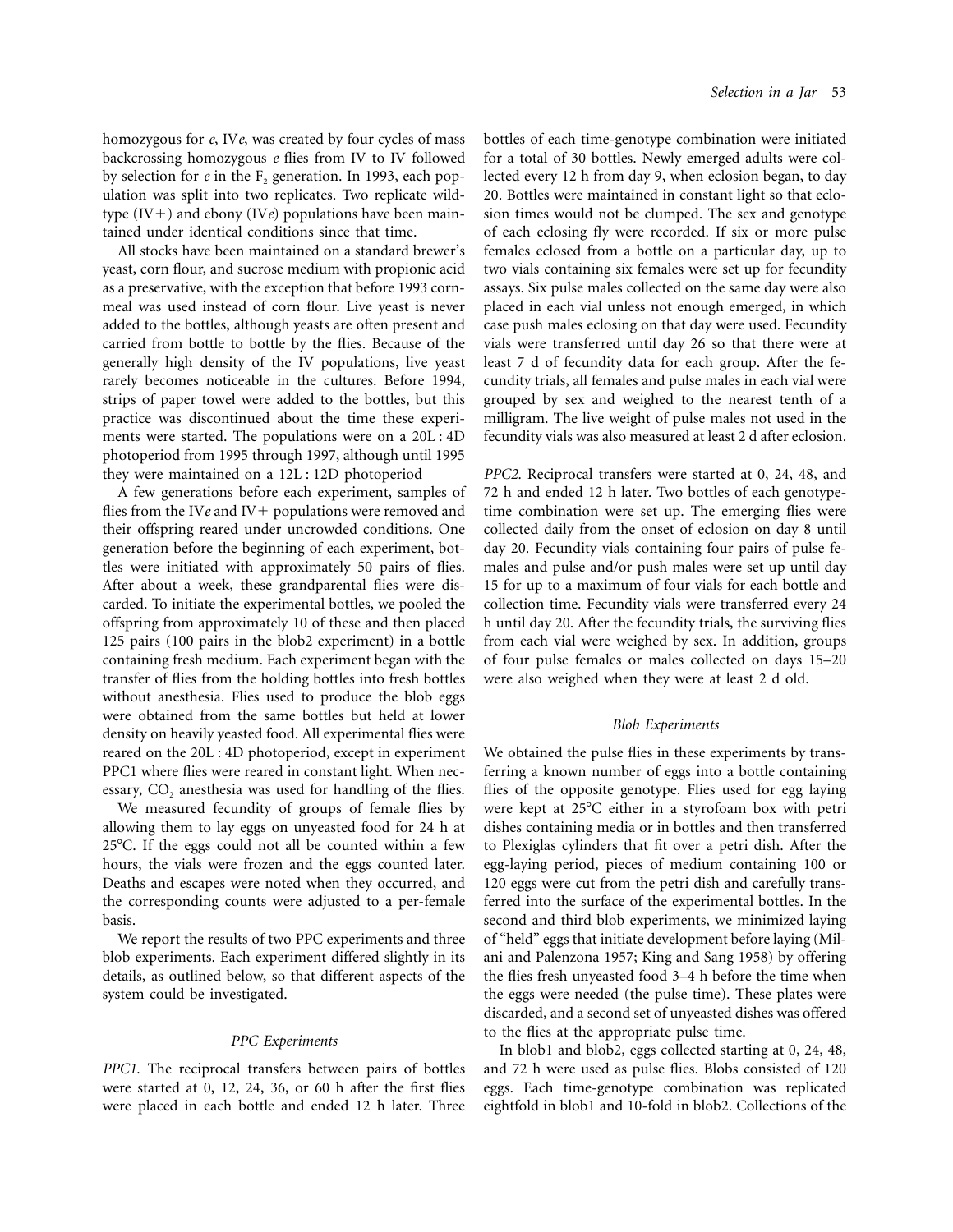homozygous for *e*, IV*e*, was created by four cycles of mass backcrossing homozygous *e* flies from IV to IV followed by selection for *e* in the $F_2$ generation. In 1993, each population was split into two replicates. Two replicate wild-type (IV+) and ebony (IV*e*) populations have been maintained under identical conditions since that time.

All stocks have been maintained on a standard brewer's yeast, corn flour, and sucrose medium with propionic acid as a preservative, with the exception that before 1993 cornmeal was used instead of corn flour. Live yeast is never added to the bottles, although yeasts are often present and carried from bottle to bottle by the flies. Because of the generally high density of the IV populations, live yeast rarely becomes noticeable in the cultures. Before 1994, strips of paper towel were added to the bottles, but this practice was discontinued about the time these experiments were started. The populations were on a 20L : 4D photoperiod from 1995 through 1997, although until 1995 they were maintained on a 12L : 12D photoperiod

A few generations before each experiment, samples of flies from the IV*e* and IV+ populations were removed and their offspring reared under uncrowded conditions. One generation before the beginning of each experiment, bottles were initiated with approximately 50 pairs of flies. After about a week, these grandparental flies were discarded. To initiate the experimental bottles, we pooled the offspring from approximately 10 of these and then placed 125 pairs (100 pairs in the blob2 experiment) in a bottle containing fresh medium. Each experiment began with the transfer of flies from the holding bottles into fresh bottles without anesthesia. Flies used to produce the blob eggs were obtained from the same bottles but held at lower density on heavily yeasted food. All experimental flies were reared on the 20L : 4D photoperiod, except in experiment PPC1 where flies were reared in constant light. When necessary, $CO_2$ anesthesia was used for handling of the flies.

We measured fecundity of groups of female flies by allowing them to lay eggs on unyeasted food for 24 h at 25°C. If the eggs could not all be counted within a few hours, the vials were frozen and the eggs counted later. Deaths and escapes were noted when they occurred, and the corresponding counts were adjusted to a per-female basis.

We report the results of two PPC experiments and three blob experiments. Each experiment differed slightly in its details, as outlined below, so that different aspects of the system could be investigated.

### PPC Experiments

*PPC1.* The reciprocal transfers between pairs of bottles were started at 0, 12, 24, 36, or 60 h after the first flies were placed in each bottle and ended 12 h later. Three bottles of each time-genotype combination were initiated for a total of 30 bottles. Newly emerged adults were collected every 12 h from day 9, when eclosion began, to day 20. Bottles were maintained in constant light so that eclosion times would not be clumped. The sex and genotype of each eclosing fly were recorded. If six or more pulse females eclosed from a bottle on a particular day, up to two vials containing six females were set up for fecundity assays. Six pulse males collected on the same day were also placed in each vial unless not enough emerged, in which case push males eclosing on that day were used. Fecundity vials were transferred until day 26 so that there were at least 7 d of fecundity data for each group. After the fecundity trials, all females and pulse males in each vial were grouped by sex and weighed to the nearest tenth of a milligram. The live weight of pulse males not used in the fecundity vials was also measured at least 2 d after eclosion.

*PPC2.* Reciprocal transfers were started at 0, 24, 48, and 72 h and ended 12 h later. Two bottles of each genotype-time combination were set up. The emerging flies were collected daily from the onset of eclosion on day 8 until day 20. Fecundity vials containing four pairs of pulse females and pulse and/or push males were set up until day 15 for up to a maximum of four vials for each bottle and collection time. Fecundity vials were transferred every 24 h until day 20. After the fecundity trials, the surviving flies from each vial were weighed by sex. In addition, groups of four pulse females or males collected on days 15–20 were also weighed when they were at least 2 d old.

### Blob Experiments

We obtained the pulse flies in these experiments by transferring a known number of eggs into a bottle containing flies of the opposite genotype. Flies used for egg laying were kept at 25°C either in a styrofoam box with petri dishes containing media or in bottles and then transferred to Plexiglas cylinders that fit over a petri dish. After the egg-laying period, pieces of medium containing 100 or 120 eggs were cut from the petri dish and carefully transferred into the surface of the experimental bottles. In the second and third blob experiments, we minimized laying of "held" eggs that initiate development before laying (Milani and Palenzona 1957; King and Sang 1958) by offering the flies fresh unyeasted food 3–4 h before the time when the eggs were needed (the pulse time). These plates were discarded, and a second set of unyeasted dishes was offered to the flies at the appropriate pulse time.

In blob1 and blob2, eggs collected starting at 0, 24, 48, and 72 h were used as pulse flies. Blobs consisted of 120 eggs. Each time-genotype combination was replicated eightfold in blob1 and 10-fold in blob2. Collections of the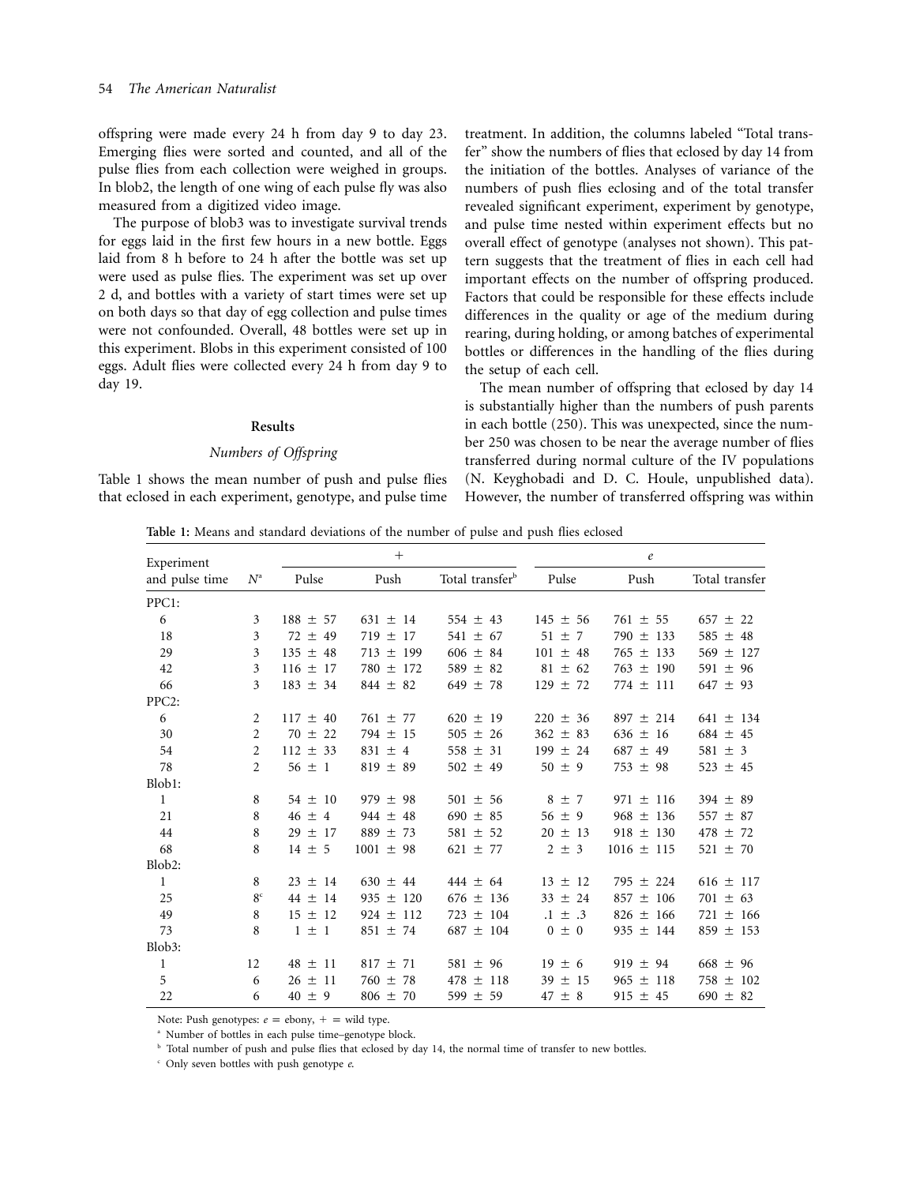offspring were made every 24 h from day 9 to day 23. Emerging flies were sorted and counted, and all of the pulse flies from each collection were weighed in groups. In blob2, the length of one wing of each pulse fly was also measured from a digitized video image.

The purpose of blob3 was to investigate survival trends for eggs laid in the first few hours in a new bottle. Eggs laid from 8 h before to 24 h after the bottle was set up were used as pulse flies. The experiment was set up over 2 d, and bottles with a variety of start times were set up on both days so that day of egg collection and pulse times were not confounded. Overall, 48 bottles were set up in this experiment. Blobs in this experiment consisted of 100 eggs. Adult flies were collected every 24 h from day 9 to day 19.

## Results

### Numbers of Offspring

Table 1 shows the mean number of push and pulse flies that eclosed in each experiment, genotype, and pulse time treatment. In addition, the columns labeled "Total transfer" show the numbers of flies that eclosed by day 14 from the initiation of the bottles. Analyses of variance of the numbers of push flies eclosing and of the total transfer revealed significant experiment, experiment by genotype, and pulse time nested within experiment effects but no overall effect of genotype (analyses not shown). This pattern suggests that the treatment of flies in each cell had important effects on the number of offspring produced. Factors that could be responsible for these effects include differences in the quality or age of the medium during rearing, during holding, or among batches of experimental bottles or differences in the handling of the flies during the setup of each cell.

The mean number of offspring that eclosed by day 14 is substantially higher than the numbers of push parents in each bottle (250). This was unexpected, since the number 250 was chosen to be near the average number of flies transferred during normal culture of the IV populations (N. Keyghobadi and D. C. Houle, unpublished data). However, the number of transferred offspring was within

**Table 1:** Means and standard deviations of the number of pulse and push flies eclosed

| Experiment and pulse time | $N$[a] | + Pulse | + Push | + Total transfer[b] | $e$ Pulse | $e$ Push | $e$ Total transfer |
|---|---|---|---|---|---|---|---|
| PPC1: | | | | | | | |
| 6 | 3 | 188 ± 57 | 631 ± 14 | 554 ± 43 | 145 ± 56 | 761 ± 55 | 657 ± 22 |
| 18 | 3 | 72 ± 49 | 719 ± 17 | 541 ± 67 | 51 ± 7 | 790 ± 133 | 585 ± 48 |
| 29 | 3 | 135 ± 48 | 713 ± 199 | 606 ± 84 | 101 ± 48 | 765 ± 133 | 569 ± 127 |
| 42 | 3 | 116 ± 17 | 780 ± 172 | 589 ± 82 | 81 ± 62 | 763 ± 190 | 591 ± 96 |
| 66 | 3 | 183 ± 34 | 844 ± 82 | 649 ± 78 | 129 ± 72 | 774 ± 111 | 647 ± 93 |
| PPC2: | | | | | | | |
| 6 | 2 | 117 ± 40 | 761 ± 77 | 620 ± 19 | 220 ± 36 | 897 ± 214 | 641 ± 134 |
| 30 | 2 | 70 ± 22 | 794 ± 15 | 505 ± 26 | 362 ± 83 | 636 ± 16 | 684 ± 45 |
| 54 | 2 | 112 ± 33 | 831 ± 4 | 558 ± 31 | 199 ± 24 | 687 ± 49 | 581 ± 3 |
| 78 | 2 | 56 ± 1 | 819 ± 89 | 502 ± 49 | 50 ± 9 | 753 ± 98 | 523 ± 45 |
| Blob1: | | | | | | | |
| 1 | 8 | 54 ± 10 | 979 ± 98 | 501 ± 56 | 8 ± 7 | 971 ± 116 | 394 ± 89 |
| 21 | 8 | 46 ± 4 | 944 ± 48 | 690 ± 85 | 56 ± 9 | 968 ± 136 | 557 ± 87 |
| 44 | 8 | 29 ± 17 | 889 ± 73 | 581 ± 52 | 20 ± 13 | 918 ± 130 | 478 ± 72 |
| 68 | 8 | 14 ± 5 | 1001 ± 98 | 621 ± 77 | 2 ± 3 | 1016 ± 115 | 521 ± 70 |
| Blob2: | | | | | | | |
| 1 | 8 | 23 ± 14 | 630 ± 44 | 444 ± 64 | 13 ± 12 | 795 ± 224 | 616 ± 117 |
| 25 | 8[c] | 44 ± 14 | 935 ± 120 | 676 ± 136 | 33 ± 24 | 857 ± 106 | 701 ± 63 |
| 49 | 8 | 15 ± 12 | 924 ± 112 | 723 ± 104 | .1 ± .3 | 826 ± 166 | 721 ± 166 |
| 73 | 8 | 1 ± 1 | 851 ± 74 | 687 ± 104 | 0 ± 0 | 935 ± 144 | 859 ± 153 |
| Blob3: | | | | | | | |
| 1 | 12 | 48 ± 11 | 817 ± 71 | 581 ± 96 | 19 ± 6 | 919 ± 94 | 668 ± 96 |
| 5 | 6 | 26 ± 11 | 760 ± 78 | 478 ± 118 | 39 ± 15 | 965 ± 118 | 758 ± 102 |
| 22 | 6 | 40 ± 9 | 806 ± 70 | 599 ± 59 | 47 ± 8 | 915 ± 45 | 690 ± 82 |

Note: Push genotypes: $e$ = ebony, + = wild type.

[a] Number of bottles in each pulse time–genotype block.

[b] Total number of push and pulse flies that eclosed by day 14, the normal time of transfer to new bottles.

[c] Only seven bottles with push genotype $e$.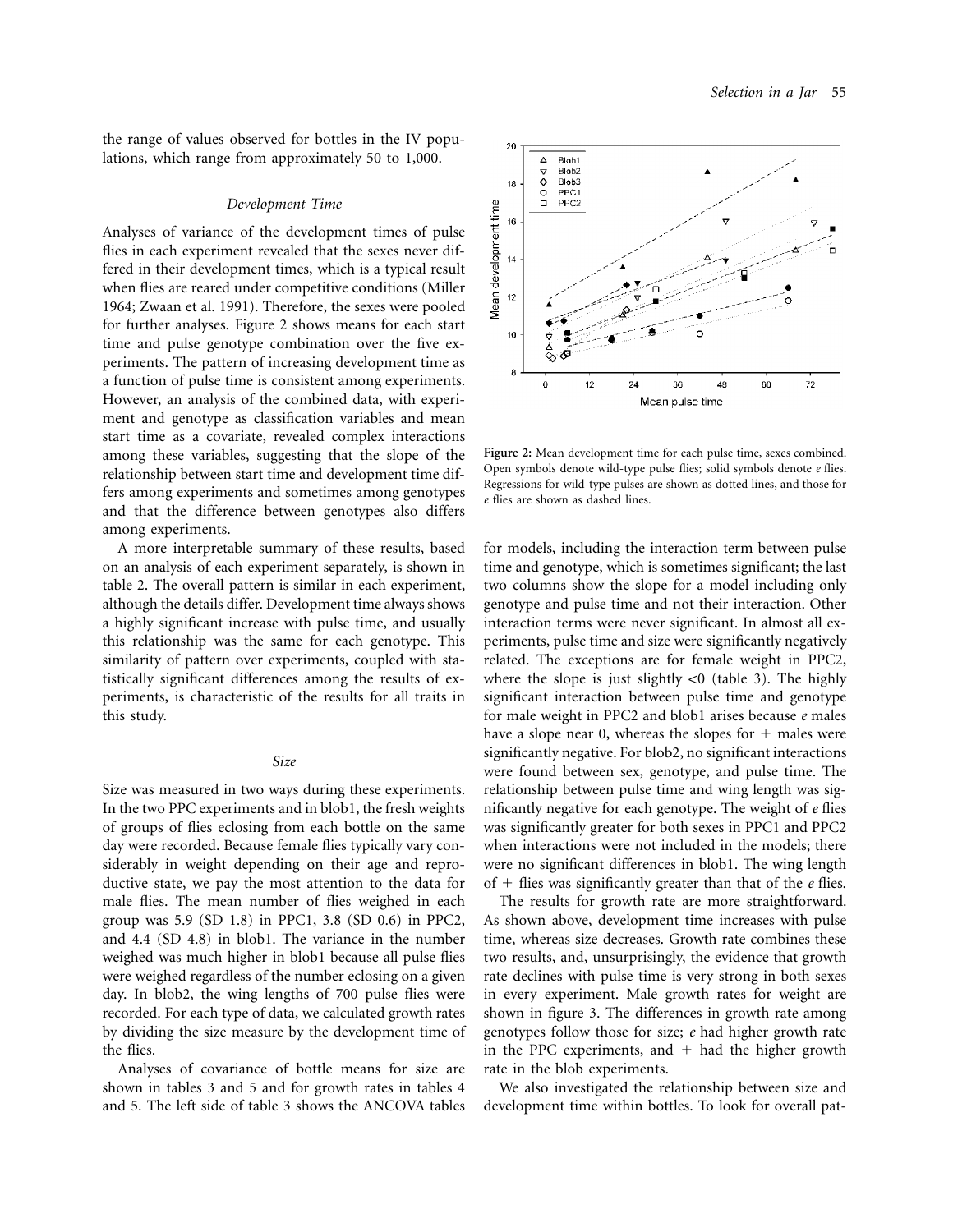the range of values observed for bottles in the IV populations, which range from approximately 50 to 1,000.

### *Development Time*

Analyses of variance of the development times of pulse flies in each experiment revealed that the sexes never differed in their development times, which is a typical result when flies are reared under competitive conditions (Miller 1964; Zwaan et al. 1991). Therefore, the sexes were pooled for further analyses. Figure 2 shows means for each start time and pulse genotype combination over the five experiments. The pattern of increasing development time as a function of pulse time is consistent among experiments. However, an analysis of the combined data, with experiment and genotype as classification variables and mean start time as a covariate, revealed complex interactions among these variables, suggesting that the slope of the relationship between start time and development time differs among experiments and sometimes among genotypes and that the difference between genotypes also differs among experiments.

A more interpretable summary of these results, based on an analysis of each experiment separately, is shown in table 2. The overall pattern is similar in each experiment, although the details differ. Development time always shows a highly significant increase with pulse time, and usually this relationship was the same for each genotype. This similarity of pattern over experiments, coupled with statistically significant differences among the results of experiments, is characteristic of the results for all traits in this study.

### *Size*

Size was measured in two ways during these experiments. In the two PPC experiments and in blob1, the fresh weights of groups of flies eclosing from each bottle on the same day were recorded. Because female flies typically vary considerably in weight depending on their age and reproductive state, we pay the most attention to the data for male flies. The mean number of flies weighed in each group was 5.9 (SD 1.8) in PPC1, 3.8 (SD 0.6) in PPC2, and 4.4 (SD 4.8) in blob1. The variance in the number weighed was much higher in blob1 because all pulse flies were weighed regardless of the number eclosing on a given day. In blob2, the wing lengths of 700 pulse flies were recorded. For each type of data, we calculated growth rates by dividing the size measure by the development time of the flies.

Analyses of covariance of bottle means for size are shown in tables 3 and 5 and for growth rates in tables 4 and 5. The left side of table 3 shows the ANCOVA tables

**Figure 2:** Mean development time for each pulse time, sexes combined. Open symbols denote wild-type pulse flies; solid symbols denote *e* flies. Regressions for wild-type pulses are shown as dotted lines, and those for *e* flies are shown as dashed lines.

for models, including the interaction term between pulse time and genotype, which is sometimes significant; the last two columns show the slope for a model including only genotype and pulse time and not their interaction. Other interaction terms were never significant. In almost all experiments, pulse time and size were significantly negatively related. The exceptions are for female weight in PPC2, where the slope is just slightly $<0$ (table 3). The highly significant interaction between pulse time and genotype for male weight in PPC2 and blob1 arises because *e* males have a slope near 0, whereas the slopes for + males were significantly negative. For blob2, no significant interactions were found between sex, genotype, and pulse time. The relationship between pulse time and wing length was significantly negative for each genotype. The weight of *e* flies was significantly greater for both sexes in PPC1 and PPC2 when interactions were not included in the models; there were no significant differences in blob1. The wing length of + flies was significantly greater than that of the *e* flies.

The results for growth rate are more straightforward. As shown above, development time increases with pulse time, whereas size decreases. Growth rate combines these two results, and, unsurprisingly, the evidence that growth rate declines with pulse time is very strong in both sexes in every experiment. Male growth rates for weight are shown in figure 3. The differences in growth rate among genotypes follow those for size; *e* had higher growth rate in the PPC experiments, and + had the higher growth rate in the blob experiments.

We also investigated the relationship between size and development time within bottles. To look for overall pat-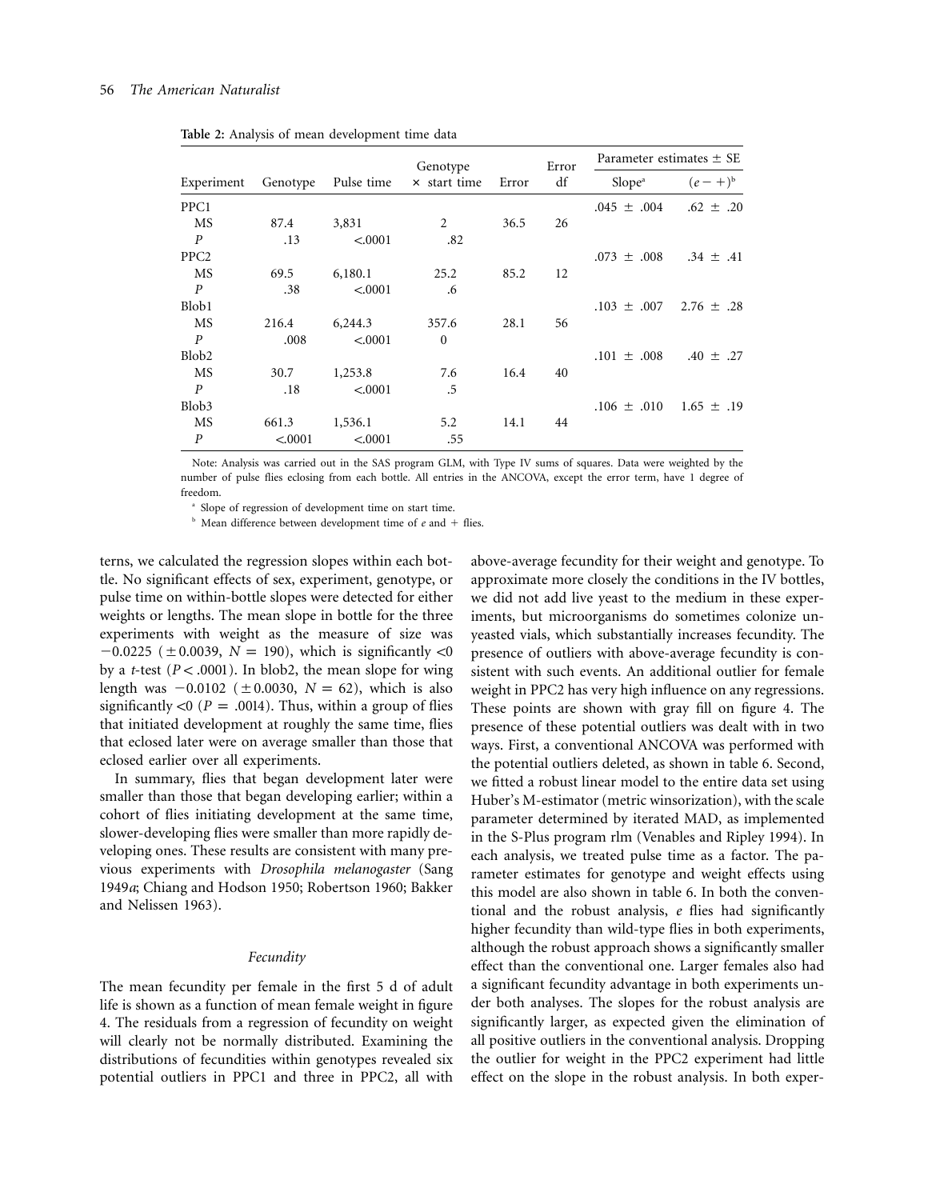**Table 2:** Analysis of mean development time data

| Experiment | Genotype | Pulse time | Genotype × start time | Error | Error df | Parameter estimates ± SE | |
|---|---|---|---|---|---|---|---|
| | | | | | | Slope[a] | $(e - +)$[b] |
| PPC1 | | | | | | .045 ± .004 | .62 ± .20 |
| MS | 87.4 | 3,831 | 2 | 36.5 | 26 | | |
| *P* | .13 | <.0001 | .82 | | | | |
| PPC2 | | | | | | .073 ± .008 | .34 ± .41 |
| MS | 69.5 | 6,180.1 | 25.2 | 85.2 | 12 | | |
| *P* | .38 | <.0001 | .6 | | | | |
| Blob1 | | | | | | .103 ± .007 | 2.76 ± .28 |
| MS | 216.4 | 6,244.3 | 357.6 | 28.1 | 56 | | |
| *P* | .008 | <.0001 | 0 | | | | |
| Blob2 | | | | | | .101 ± .008 | .40 ± .27 |
| MS | 30.7 | 1,253.8 | 7.6 | 16.4 | 40 | | |
| *P* | .18 | <.0001 | .5 | | | | |
| Blob3 | | | | | | .106 ± .010 | 1.65 ± .19 |
| MS | 661.3 | 1,536.1 | 5.2 | 14.1 | 44 | | |
| *P* | <.0001 | <.0001 | .55 | | | | |

Note: Analysis was carried out in the SAS program GLM, with Type IV sums of squares. Data were weighted by the number of pulse flies eclosing from each bottle. All entries in the ANCOVA, except the error term, have 1 degree of freedom.

[a] Slope of regression of development time on start time.

[b] Mean difference between development time of *e* and + flies.

terns, we calculated the regression slopes within each bottle. No significant effects of sex, experiment, genotype, or pulse time on within-bottle slopes were detected for either weights or lengths. The mean slope in bottle for the three experiments with weight as the measure of size was $-0.0225$ ($\pm 0.0039$, $N = 190$), which is significantly $<0$ by a *t*-test ($P < .0001$). In blob2, the mean slope for wing length was $-0.0102$ ($\pm 0.0030$, $N = 62$), which is also significantly $<0$ ($P = .0014$). Thus, within a group of flies that initiated development at roughly the same time, flies that eclosed later were on average smaller than those that eclosed earlier over all experiments.

In summary, flies that began development later were smaller than those that began developing earlier; within a cohort of flies initiating development at the same time, slower-developing flies were smaller than more rapidly developing ones. These results are consistent with many previous experiments with *Drosophila melanogaster* (Sang 1949*a*; Chiang and Hodson 1950; Robertson 1960; Bakker and Nelissen 1963).

### *Fecundity*

The mean fecundity per female in the first 5 d of adult life is shown as a function of mean female weight in figure 4. The residuals from a regression of fecundity on weight will clearly not be normally distributed. Examining the distributions of fecundities within genotypes revealed six potential outliers in PPC1 and three in PPC2, all with above-average fecundity for their weight and genotype. To approximate more closely the conditions in the IV bottles, we did not add live yeast to the medium in these experiments, but microorganisms do sometimes colonize unyeasted vials, which substantially increases fecundity. The presence of outliers with above-average fecundity is consistent with such events. An additional outlier for female weight in PPC2 has very high influence on any regressions. These points are shown with gray fill on figure 4. The presence of these potential outliers was dealt with in two ways. First, a conventional ANCOVA was performed with the potential outliers deleted, as shown in table 6. Second, we fitted a robust linear model to the entire data set using Huber's M-estimator (metric winsorization), with the scale parameter determined by iterated MAD, as implemented in the S-Plus program rlm (Venables and Ripley 1994). In each analysis, we treated pulse time as a factor. The parameter estimates for genotype and weight effects using this model are also shown in table 6. In both the conventional and the robust analysis, *e* flies had significantly higher fecundity than wild-type flies in both experiments, although the robust approach shows a significantly smaller effect than the conventional one. Larger females also had a significant fecundity advantage in both experiments under both analyses. The slopes for the robust analysis are significantly larger, as expected given the elimination of all positive outliers in the conventional analysis. Dropping the outlier for weight in the PPC2 experiment had little effect on the slope in the robust analysis. In both exper-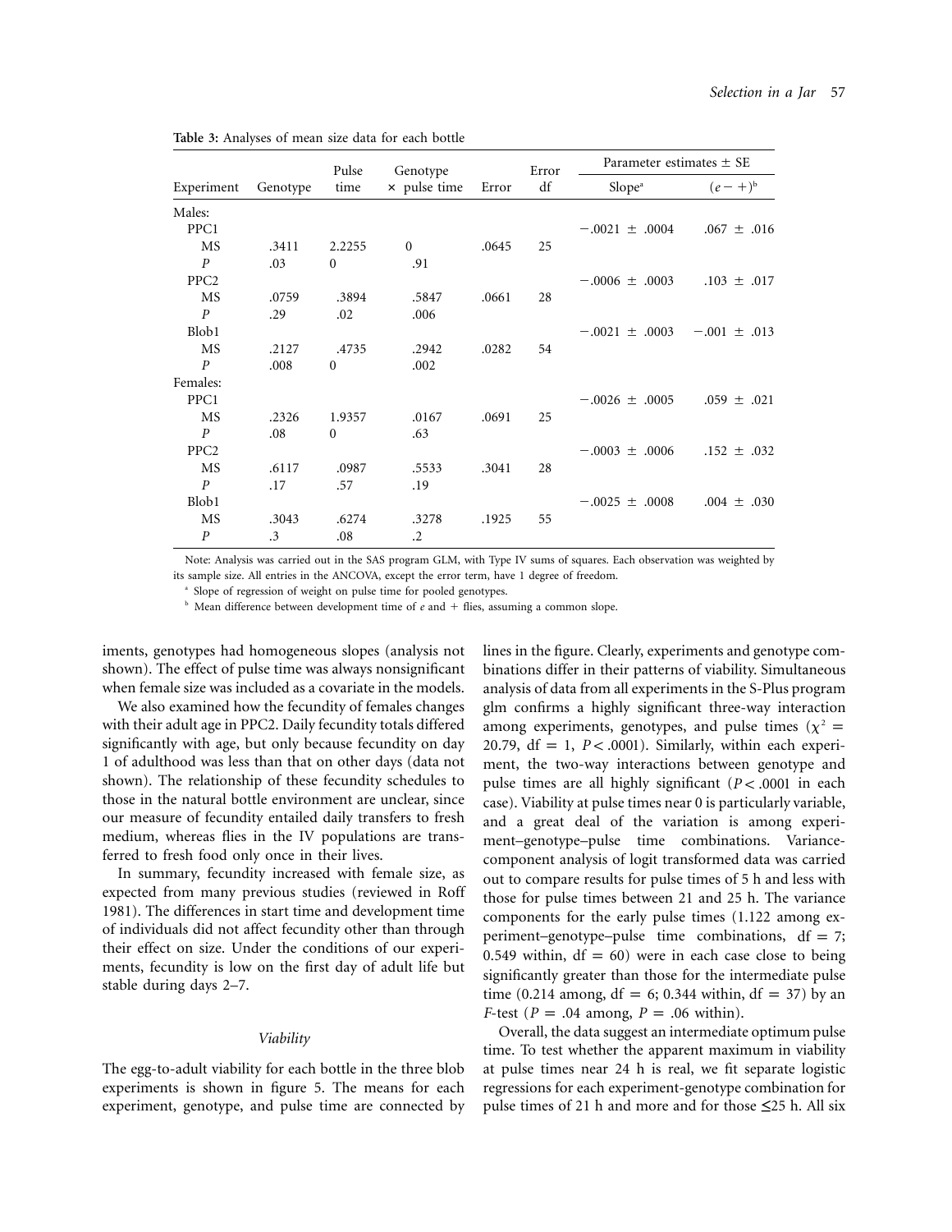**Table 3:** Analyses of mean size data for each bottle

| Experiment | Genotype | Pulse time | Genotype × pulse time | Error | Error df | Parameter estimates ± SE | |
|---|---|---|---|---|---|---|---|
| | | | | | | Slope[a] | $(e-+)$[b] |
| Males: | | | | | | | |
| PPC1 | | | | | | −.0021 ± .0004 | .067 ± .016 |
| MS | .3411 | 2.2255 | 0 | .0645 | 25 | | |
| $P$ | .03 | 0 | .91 | | | | |
| PPC2 | | | | | | −.0006 ± .0003 | .103 ± .017 |
| MS | .0759 | .3894 | .5847 | .0661 | 28 | | |
| $P$ | .29 | .02 | .006 | | | | |
| Blob1 | | | | | | −.0021 ± .0003 | −.001 ± .013 |
| MS | .2127 | .4735 | .2942 | .0282 | 54 | | |
| $P$ | .008 | 0 | .002 | | | | |
| Females: | | | | | | | |
| PPC1 | | | | | | −.0026 ± .0005 | .059 ± .021 |
| MS | .2326 | 1.9357 | .0167 | .0691 | 25 | | |
| $P$ | .08 | 0 | .63 | | | | |
| PPC2 | | | | | | −.0003 ± .0006 | .152 ± .032 |
| MS | .6117 | .0987 | .5533 | .3041 | 28 | | |
| $P$ | .17 | .57 | .19 | | | | |
| Blob1 | | | | | | −.0025 ± .0008 | .004 ± .030 |
| MS | .3043 | .6274 | .3278 | .1925 | 55 | | |
| $P$ | .3 | .08 | .2 | | | | |

Note: Analysis was carried out in the SAS program GLM, with Type IV sums of squares. Each observation was weighted by its sample size. All entries in the ANCOVA, except the error term, have 1 degree of freedom.

[a] Slope of regression of weight on pulse time for pooled genotypes.

[b] Mean difference between development time of $e$ and + flies, assuming a common slope.

iments, genotypes had homogeneous slopes (analysis not shown). The effect of pulse time was always nonsignificant when female size was included as a covariate in the models.

We also examined how the fecundity of females changes with their adult age in PPC2. Daily fecundity totals differed significantly with age, but only because fecundity on day 1 of adulthood was less than that on other days (data not shown). The relationship of these fecundity schedules to those in the natural bottle environment are unclear, since our measure of fecundity entailed daily transfers to fresh medium, whereas flies in the IV populations are transferred to fresh food only once in their lives.

In summary, fecundity increased with female size, as expected from many previous studies (reviewed in Roff 1981). The differences in start time and development time of individuals did not affect fecundity other than through their effect on size. Under the conditions of our experiments, fecundity is low on the first day of adult life but stable during days 2–7.

### *Viability*

The egg-to-adult viability for each bottle in the three blob experiments is shown in figure 5. The means for each experiment, genotype, and pulse time are connected by lines in the figure. Clearly, experiments and genotype combinations differ in their patterns of viability. Simultaneous analysis of data from all experiments in the S-Plus program glm confirms a highly significant three-way interaction among experiments, genotypes, and pulse times ($\chi^2 = 20.79$, df $= 1$, $P < .0001$). Similarly, within each experiment, the two-way interactions between genotype and pulse times are all highly significant ($P < .0001$ in each case). Viability at pulse times near 0 is particularly variable, and a great deal of the variation is among experiment–genotype–pulse time combinations. Variance-component analysis of logit transformed data was carried out to compare results for pulse times of 5 h and less with those for pulse times between 21 and 25 h. The variance components for the early pulse times (1.122 among experiment–genotype–pulse time combinations, df $= 7$; 0.549 within, df $= 60$) were in each case close to being significantly greater than those for the intermediate pulse time (0.214 among, df $= 6$; 0.344 within, df $= 37$) by an $F$-test ($P = .04$ among, $P = .06$ within).

Overall, the data suggest an intermediate optimum pulse time. To test whether the apparent maximum in viability at pulse times near 24 h is real, we fit separate logistic regressions for each experiment-genotype combination for pulse times of 21 h and more and for those ≤25 h. All six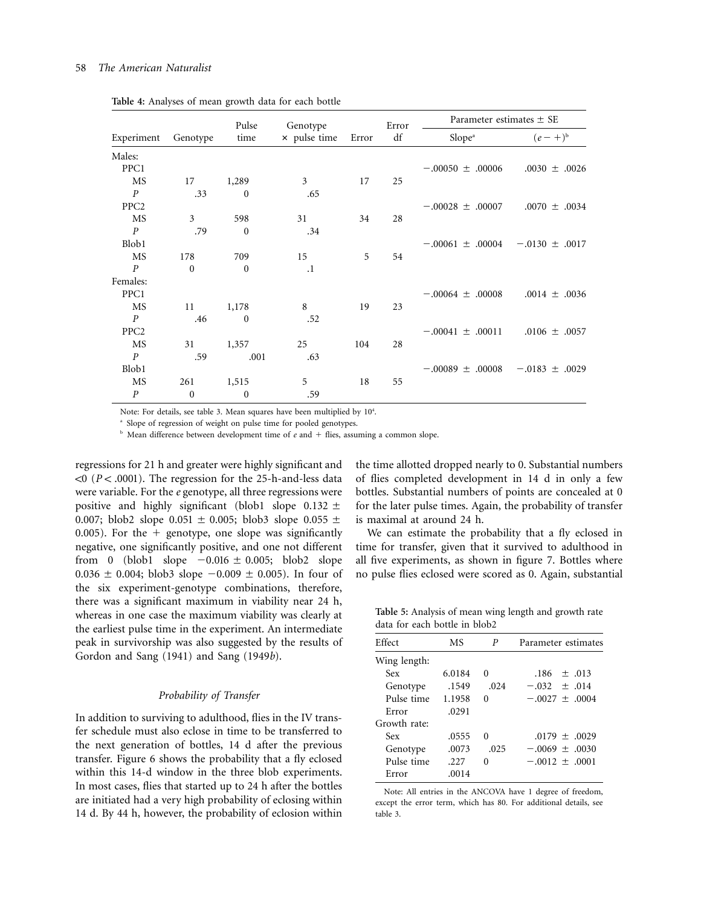**Table 4:** Analyses of mean growth data for each bottle

| Experiment | Genotype | Pulse time | Genotype × pulse time | Error | Error df | Parameter estimates ± SE | |
|---|---|---|---|---|---|---|---|
| | | | | | | Slope[a] | $(e-+)$[b] |
| Males: | | | | | | | |
| PPC1 | | | | | | −.00050 ± .00006 | .0030 ± .0026 |
| MS | 17 | 1,289 | 3 | 17 | 25 | | |
| *P* | .33 | 0 | .65 | | | | |
| PPC2 | | | | | | −.00028 ± .00007 | .0070 ± .0034 |
| MS | 3 | 598 | 31 | 34 | 28 | | |
| *P* | .79 | 0 | .34 | | | | |
| Blob1 | | | | | | −.00061 ± .00004 | −.0130 ± .0017 |
| MS | 178 | 709 | 15 | 5 | 54 | | |
| *P* | 0 | 0 | .1 | | | | |
| Females: | | | | | | | |
| PPC1 | | | | | | −.00064 ± .00008 | .0014 ± .0036 |
| MS | 11 | 1,178 | 8 | 19 | 23 | | |
| *P* | .46 | 0 | .52 | | | | |
| PPC2 | | | | | | −.00041 ± .00011 | .0106 ± .0057 |
| MS | 31 | 1,357 | 25 | 104 | 28 | | |
| *P* | .59 | .001 | .63 | | | | |
| Blob1 | | | | | | −.00089 ± .00008 | −.0183 ± .0029 |
| MS | 261 | 1,515 | 5 | 18 | 55 | | |
| *P* | 0 | 0 | .59 | | | | |

Note: For details, see table 3. Mean squares have been multiplied by $10^4$.

[a] Slope of regression of weight on pulse time for pooled genotypes.

[b] Mean difference between development time of *e* and + flies, assuming a common slope.

regressions for 21 h and greater were highly significant and <0 ($P < .0001$). The regression for the 25-h-and-less data were variable. For the *e* genotype, all three regressions were positive and highly significant (blob1 slope 0.132 ± 0.007; blob2 slope 0.051 ± 0.005; blob3 slope 0.055 ± 0.005). For the + genotype, one slope was significantly negative, one significantly positive, and one not different from 0 (blob1 slope −0.016 ± 0.005; blob2 slope 0.036 ± 0.004; blob3 slope −0.009 ± 0.005). In four of the six experiment-genotype combinations, therefore, there was a significant maximum in viability near 24 h, whereas in one case the maximum viability was clearly at the earliest pulse time in the experiment. An intermediate peak in survivorship was also suggested by the results of Gordon and Sang (1941) and Sang (1949*b*).

### *Probability of Transfer*

In addition to surviving to adulthood, flies in the IV transfer schedule must also eclose in time to be transferred to the next generation of bottles, 14 d after the previous transfer. Figure 6 shows the probability that a fly eclosed within this 14-d window in the three blob experiments. In most cases, flies that started up to 24 h after the bottles are initiated had a very high probability of eclosing within 14 d. By 44 h, however, the probability of eclosion within the time allotted dropped nearly to 0. Substantial numbers of flies completed development in 14 d in only a few bottles. Substantial numbers of points are concealed at 0 for the later pulse times. Again, the probability of transfer is maximal at around 24 h.

We can estimate the probability that a fly eclosed in time for transfer, given that it survived to adulthood in all five experiments, as shown in figure 7. Bottles where no pulse flies eclosed were scored as 0. Again, substantial

**Table 5:** Analysis of mean wing length and growth rate data for each bottle in blob2

| Effect | MS | *P* | Parameter estimates |
|---|---|---|---|
| Wing length: | | | |
| Sex | 6.0184 | 0 | .186 ± .013 |
| Genotype | .1549 | .024 | −.032 ± .014 |
| Pulse time | 1.1958 | 0 | −.0027 ± .0004 |
| Error | .0291 | | |
| Growth rate: | | | |
| Sex | .0555 | 0 | .0179 ± .0029 |
| Genotype | .0073 | .025 | −.0069 ± .0030 |
| Pulse time | .227 | 0 | −.0012 ± .0001 |
| Error | .0014 | | |

Note: All entries in the ANCOVA have 1 degree of freedom, except the error term, which has 80. For additional details, see table 3.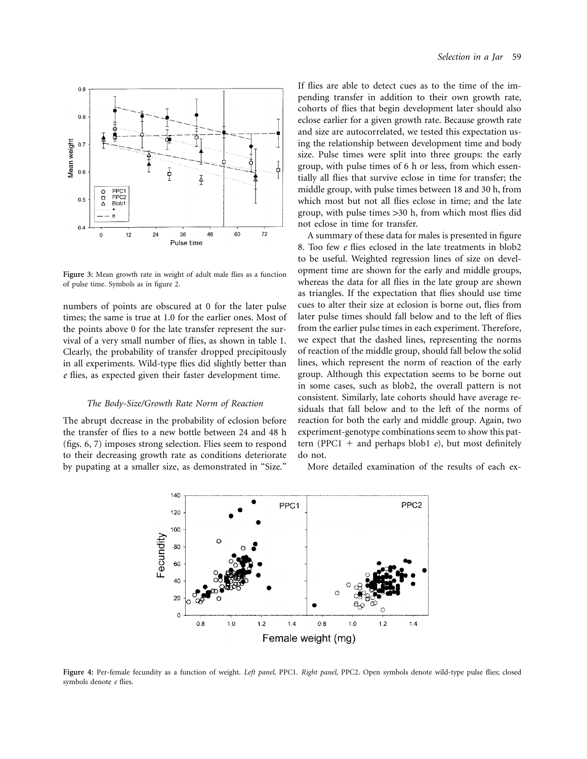Figure 3: Mean growth rate in weight of adult male flies as a function of pulse time. Symbols as in figure 2.

numbers of points are obscured at 0 for the later pulse times; the same is true at 1.0 for the earlier ones. Most of the points above 0 for the late transfer represent the survival of a very small number of flies, as shown in table 1. Clearly, the probability of transfer dropped precipitously in all experiments. Wild-type flies did slightly better than *e* flies, as expected given their faster development time.

### The Body-Size/Growth Rate Norm of Reaction

The abrupt decrease in the probability of eclosion before the transfer of flies to a new bottle between 24 and 48 h (figs. 6, 7) imposes strong selection. Flies seem to respond to their decreasing growth rate as conditions deteriorate by pupating at a smaller size, as demonstrated in "Size." If flies are able to detect cues as to the time of the impending transfer in addition to their own growth rate, cohorts of flies that begin development later should also eclose earlier for a given growth rate. Because growth rate and size are autocorrelated, we tested this expectation using the relationship between development time and body size. Pulse times were split into three groups: the early group, with pulse times of 6 h or less, from which essentially all flies that survive eclose in time for transfer; the middle group, with pulse times between 18 and 30 h, from which most but not all flies eclose in time; and the late group, with pulse times >30 h, from which most flies did not eclose in time for transfer.

A summary of these data for males is presented in figure 8. Too few *e* flies eclosed in the late treatments in blob2 to be useful. Weighted regression lines of size on development time are shown for the early and middle groups, whereas the data for all flies in the late group are shown as triangles. If the expectation that flies should use time cues to alter their size at eclosion is borne out, flies from later pulse times should fall below and to the left of flies from the earlier pulse times in each experiment. Therefore, we expect that the dashed lines, representing the norms of reaction of the middle group, should fall below the solid lines, which represent the norm of reaction of the early group. Although this expectation seems to be borne out in some cases, such as blob2, the overall pattern is not consistent. Similarly, late cohorts should have average residuals that fall below and to the left of the norms of reaction for both the early and middle group. Again, two experiment-genotype combinations seem to show this pattern (PPC1 + and perhaps blob1 *e*), but most definitely do not.

More detailed examination of the results of each ex-

Figure 4: Per-female fecundity as a function of weight. *Left panel*, PPC1. *Right panel*, PPC2. Open symbols denote wild-type pulse flies; closed symbols denote *e* flies.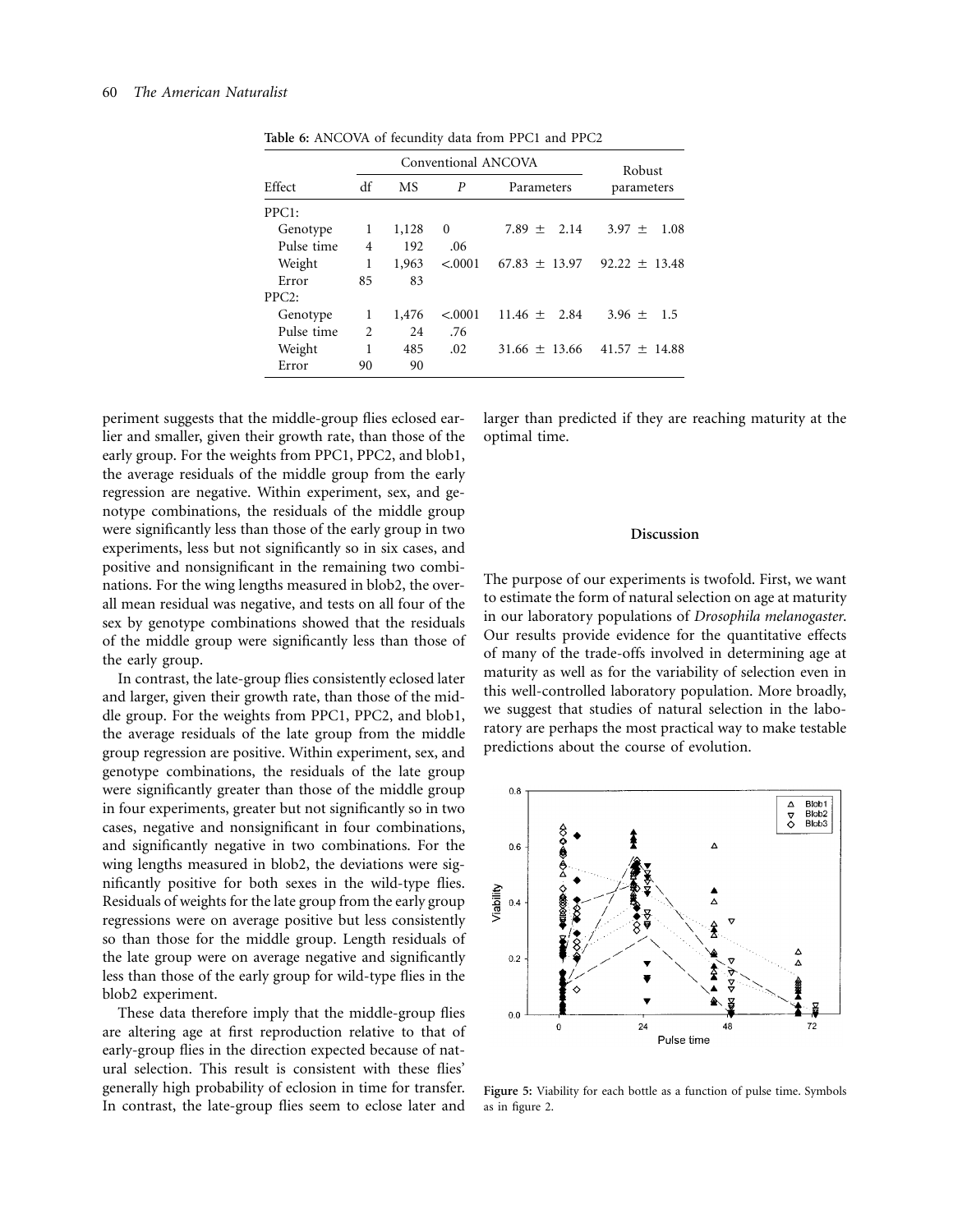**Table 6:** ANCOVA of fecundity data from PPC1 and PPC2

| Effect | Conventional ANCOVA | | | | Robust parameters |
|---|---|---|---|---|---|
| | df | MS | $P$ | Parameters | |
| PPC1: | | | | | |
| Genotype | 1 | 1,128 | 0 | 7.89 ± 2.14 | 3.97 ± 1.08 |
| Pulse time | 4 | 192 | .06 | | |
| Weight | 1 | 1,963 | <.0001 | 67.83 ± 13.97 | 92.22 ± 13.48 |
| Error | 85 | 83 | | | |
| PPC2: | | | | | |
| Genotype | 1 | 1,476 | <.0001 | 11.46 ± 2.84 | 3.96 ± 1.5 |
| Pulse time | 2 | 24 | .76 | | |
| Weight | 1 | 485 | .02 | 31.66 ± 13.66 | 41.57 ± 14.88 |
| Error | 90 | 90 | | | |

periment suggests that the middle-group flies eclosed earlier and smaller, given their growth rate, than those of the early group. For the weights from PPC1, PPC2, and blob1, the average residuals of the middle group from the early regression are negative. Within experiment, sex, and genotype combinations, the residuals of the middle group were significantly less than those of the early group in two experiments, less but not significantly so in six cases, and positive and nonsignificant in the remaining two combinations. For the wing lengths measured in blob2, the overall mean residual was negative, and tests on all four of the sex by genotype combinations showed that the residuals of the middle group were significantly less than those of the early group.

In contrast, the late-group flies consistently eclosed later and larger, given their growth rate, than those of the middle group. For the weights from PPC1, PPC2, and blob1, the average residuals of the late group from the middle group regression are positive. Within experiment, sex, and genotype combinations, the residuals of the late group were significantly greater than those of the middle group in four experiments, greater but not significantly so in two cases, negative and nonsignificant in four combinations, and significantly negative in two combinations. For the wing lengths measured in blob2, the deviations were significantly positive for both sexes in the wild-type flies. Residuals of weights for the late group from the early group regressions were on average positive but less consistently so than those for the middle group. Length residuals of the late group were on average negative and significantly less than those of the early group for wild-type flies in the blob2 experiment.

These data therefore imply that the middle-group flies are altering age at first reproduction relative to that of early-group flies in the direction expected because of natural selection. This result is consistent with these flies' generally high probability of eclosion in time for transfer. In contrast, the late-group flies seem to eclose later and larger than predicted if they are reaching maturity at the optimal time.

## Discussion

The purpose of our experiments is twofold. First, we want to estimate the form of natural selection on age at maturity in our laboratory populations of *Drosophila melanogaster*. Our results provide evidence for the quantitative effects of many of the trade-offs involved in determining age at maturity as well as for the variability of selection even in this well-controlled laboratory population. More broadly, we suggest that studies of natural selection in the laboratory are perhaps the most practical way to make testable predictions about the course of evolution.

**Figure 5:** Viability for each bottle as a function of pulse time. Symbols as in figure 2.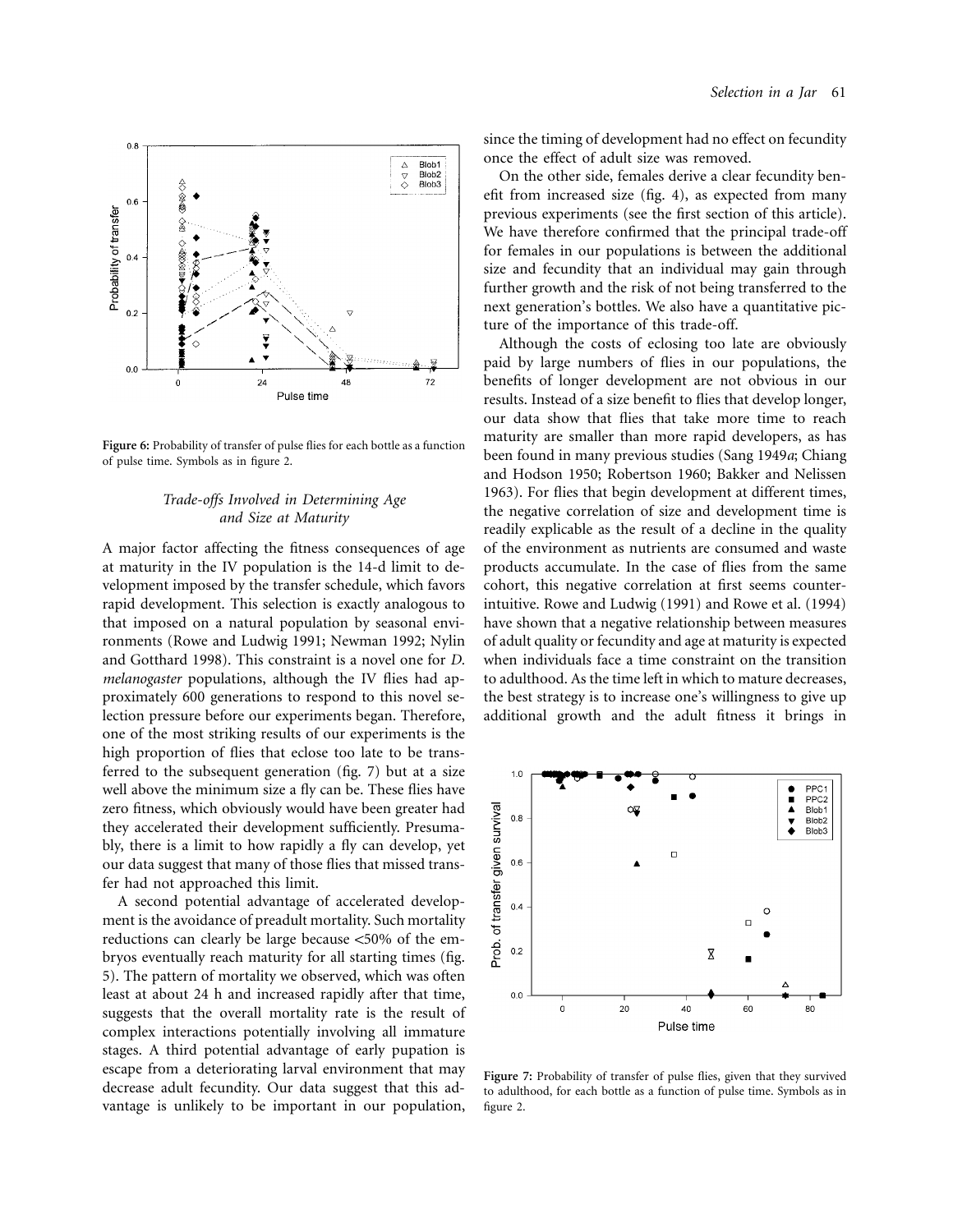0.8

Blob1
Blob2
Blob3

Probability of transfer

0.6

0.4

0.2

0.0

0

24

48

72

Pulse time

**Figure 6:** Probability of transfer of pulse flies for each bottle as a function of pulse time. Symbols as in figure 2.

### *Trade-offs Involved in Determining Age and Size at Maturity*

A major factor affecting the fitness consequences of age at maturity in the IV population is the 14-d limit to development imposed by the transfer schedule, which favors rapid development. This selection is exactly analogous to that imposed on a natural population by seasonal environments (Rowe and Ludwig 1991; Newman 1992; Nylin and Gotthard 1998). This constraint is a novel one for *D. melanogaster* populations, although the IV flies had approximately 600 generations to respond to this novel selection pressure before our experiments began. Therefore, one of the most striking results of our experiments is the high proportion of flies that eclose too late to be transferred to the subsequent generation (fig. 7) but at a size well above the minimum size a fly can be. These flies have zero fitness, which obviously would have been greater had they accelerated their development sufficiently. Presumably, there is a limit to how rapidly a fly can develop, yet our data suggest that many of those flies that missed transfer had not approached this limit.

A second potential advantage of accelerated development is the avoidance of preadult mortality. Such mortality reductions can clearly be large because <50% of the embryos eventually reach maturity for all starting times (fig. 5). The pattern of mortality we observed, which was often least at about 24 h and increased rapidly after that time, suggests that the overall mortality rate is the result of complex interactions potentially involving all immature stages. A third potential advantage of early pupation is escape from a deteriorating larval environment that may decrease adult fecundity. Our data suggest that this advantage is unlikely to be important in our population, since the timing of development had no effect on fecundity once the effect of adult size was removed.

On the other side, females derive a clear fecundity benefit from increased size (fig. 4), as expected from many previous experiments (see the first section of this article). We have therefore confirmed that the principal trade-off for females in our populations is between the additional size and fecundity that an individual may gain through further growth and the risk of not being transferred to the next generation's bottles. We also have a quantitative picture of the importance of this trade-off.

Although the costs of eclosing too late are obviously paid by large numbers of flies in our populations, the benefits of longer development are not obvious in our results. Instead of a size benefit to flies that develop longer, our data show that flies that take more time to reach maturity are smaller than more rapid developers, as has been found in many previous studies (Sang 1949*a*; Chiang and Hodson 1950; Robertson 1960; Bakker and Nelissen 1963). For flies that begin development at different times, the negative correlation of size and development time is readily explicable as the result of a decline in the quality of the environment as nutrients are consumed and waste products accumulate. In the case of flies from the same cohort, this negative correlation at first seems counterintuitive. Rowe and Ludwig (1991) and Rowe et al. (1994) have shown that a negative relationship between measures of adult quality or fecundity and age at maturity is expected when individuals face a time constraint on the transition to adulthood. As the time left in which to mature decreases, the best strategy is to increase one's willingness to give up additional growth and the adult fitness it brings in

1.0

PPC1
PPC2
Blob1
Blob2
Blob3

Prob. of transfer given survival

0.8

0.6

0.4

0.2

0.0

0

20

40

60

80

Pulse time

**Figure 7:** Probability of transfer of pulse flies, given that they survived to adulthood, for each bottle as a function of pulse time. Symbols as in figure 2.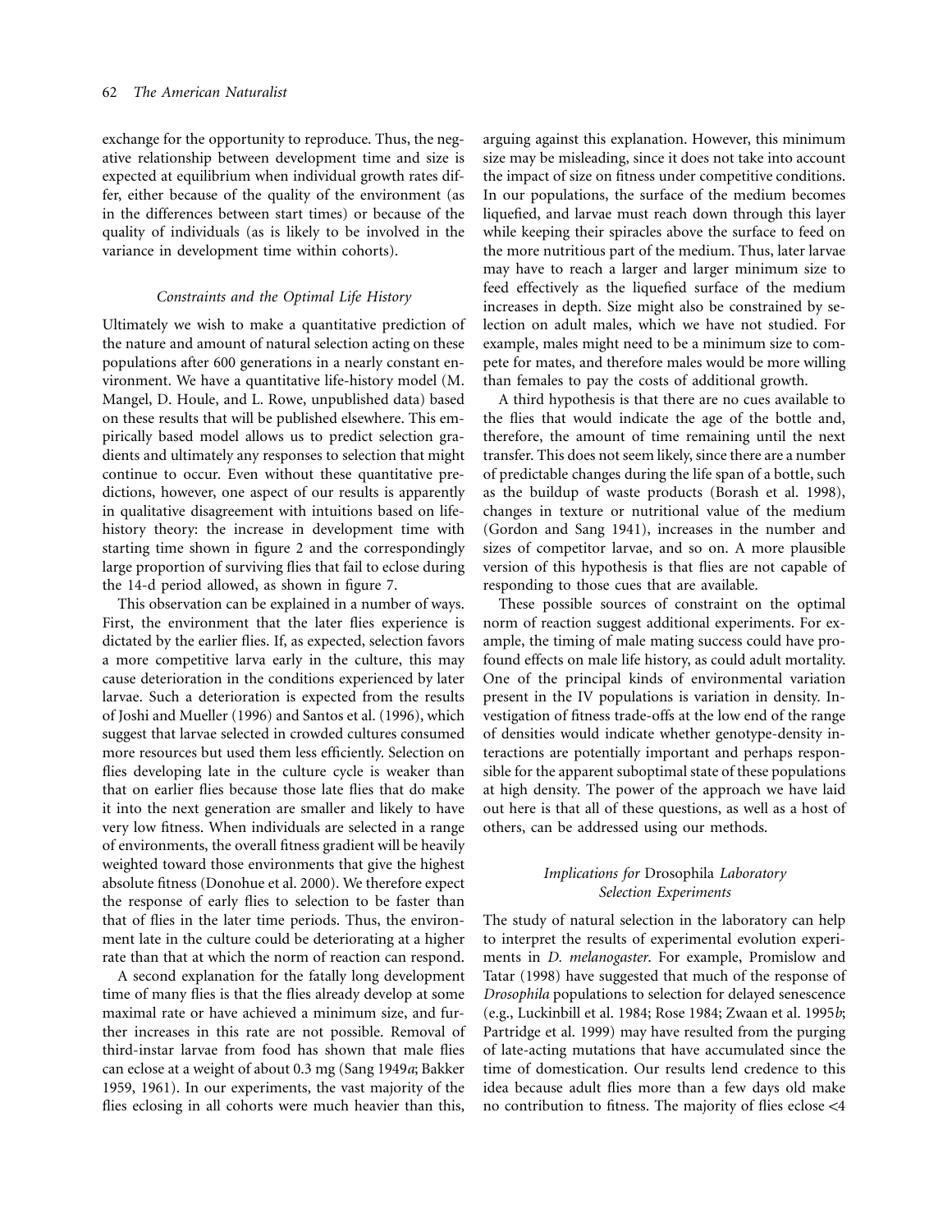exchange for the opportunity to reproduce. Thus, the negative relationship between development time and size is expected at equilibrium when individual growth rates differ, either because of the quality of the environment (as in the differences between start times) or because of the quality of individuals (as is likely to be involved in the variance in development time within cohorts).

### *Constraints and the Optimal Life History*

Ultimately we wish to make a quantitative prediction of the nature and amount of natural selection acting on these populations after 600 generations in a nearly constant environment. We have a quantitative life-history model (M. Mangel, D. Houle, and L. Rowe, unpublished data) based on these results that will be published elsewhere. This empirically based model allows us to predict selection gradients and ultimately any responses to selection that might continue to occur. Even without these quantitative predictions, however, one aspect of our results is apparently in qualitative disagreement with intuitions based on life-history theory: the increase in development time with starting time shown in figure 2 and the correspondingly large proportion of surviving flies that fail to eclose during the 14-d period allowed, as shown in figure 7.

This observation can be explained in a number of ways. First, the environment that the later flies experience is dictated by the earlier flies. If, as expected, selection favors a more competitive larva early in the culture, this may cause deterioration in the conditions experienced by later larvae. Such a deterioration is expected from the results of Joshi and Mueller (1996) and Santos et al. (1996), which suggest that larvae selected in crowded cultures consumed more resources but used them less efficiently. Selection on flies developing late in the culture cycle is weaker than that on earlier flies because those late flies that do make it into the next generation are smaller and likely to have very low fitness. When individuals are selected in a range of environments, the overall fitness gradient will be heavily weighted toward those environments that give the highest absolute fitness (Donohue et al. 2000). We therefore expect the response of early flies to selection to be faster than that of flies in the later time periods. Thus, the environment late in the culture could be deteriorating at a higher rate than that at which the norm of reaction can respond.

A second explanation for the fatally long development time of many flies is that the flies already develop at some maximal rate or have achieved a minimum size, and further increases in this rate are not possible. Removal of third-instar larvae from food has shown that male flies can eclose at a weight of about 0.3 mg (Sang 1949*a*; Bakker 1959, 1961). In our experiments, the vast majority of the flies eclosing in all cohorts were much heavier than this, arguing against this explanation. However, this minimum size may be misleading, since it does not take into account the impact of size on fitness under competitive conditions. In our populations, the surface of the medium becomes liquefied, and larvae must reach down through this layer while keeping their spiracles above the surface to feed on the more nutritious part of the medium. Thus, later larvae may have to reach a larger and larger minimum size to feed effectively as the liquefied surface of the medium increases in depth. Size might also be constrained by selection on adult males, which we have not studied. For example, males might need to be a minimum size to compete for mates, and therefore males would be more willing than females to pay the costs of additional growth.

A third hypothesis is that there are no cues available to the flies that would indicate the age of the bottle and, therefore, the amount of time remaining until the next transfer. This does not seem likely, since there are a number of predictable changes during the life span of a bottle, such as the buildup of waste products (Borash et al. 1998), changes in texture or nutritional value of the medium (Gordon and Sang 1941), increases in the number and sizes of competitor larvae, and so on. A more plausible version of this hypothesis is that flies are not capable of responding to those cues that are available.

These possible sources of constraint on the optimal norm of reaction suggest additional experiments. For example, the timing of male mating success could have profound effects on male life history, as could adult mortality. One of the principal kinds of environmental variation present in the IV populations is variation in density. Investigation of fitness trade-offs at the low end of the range of densities would indicate whether genotype-density interactions are potentially important and perhaps responsible for the apparent suboptimal state of these populations at high density. The power of the approach we have laid out here is that all of these questions, as well as a host of others, can be addressed using our methods.

### *Implications for* Drosophila *Laboratory Selection Experiments*

The study of natural selection in the laboratory can help to interpret the results of experimental evolution experiments in *D. melanogaster*. For example, Promislow and Tatar (1998) have suggested that much of the response of *Drosophila* populations to selection for delayed senescence (e.g., Luckinbill et al. 1984; Rose 1984; Zwaan et al. 1995*b*; Partridge et al. 1999) may have resulted from the purging of late-acting mutations that have accumulated since the time of domestication. Our results lend credence to this idea because adult flies more than a few days old make no contribution to fitness. The majority of flies eclose <4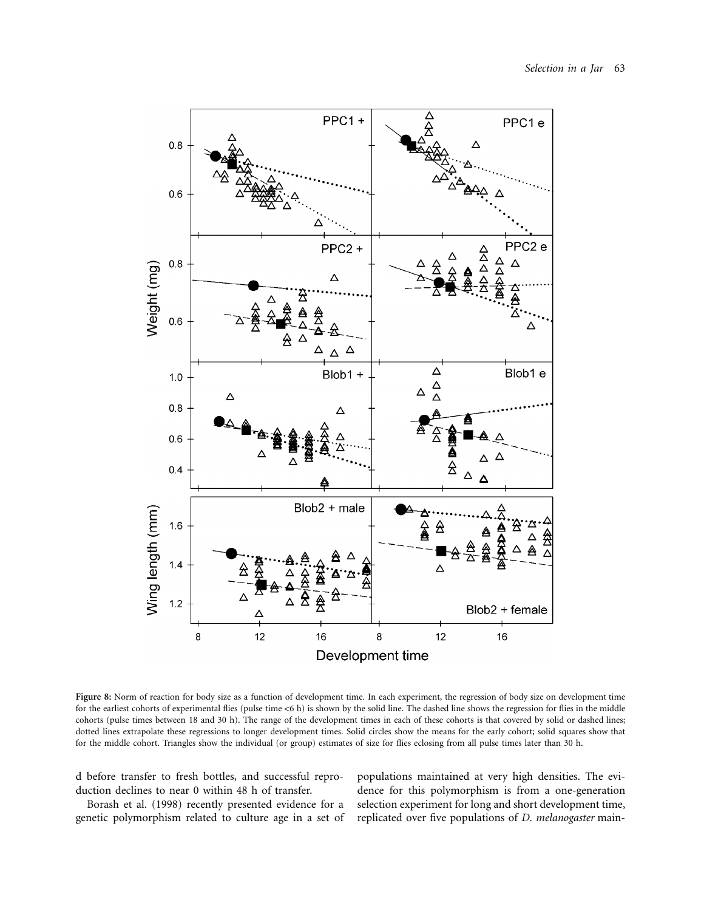**Figure 8:** Norm of reaction for body size as a function of development time. In each experiment, the regression of body size on development time for the earliest cohorts of experimental flies (pulse time <6 h) is shown by the solid line. The dashed line shows the regression for flies in the middle cohorts (pulse times between 18 and 30 h). The range of the development times in each of these cohorts is that covered by solid or dashed lines; dotted lines extrapolate these regressions to longer development times. Solid circles show the means for the early cohort; solid squares show that for the middle cohort. Triangles show the individual (or group) estimates of size for flies eclosing from all pulse times later than 30 h.

d before transfer to fresh bottles, and successful reproduction declines to near 0 within 48 h of transfer.

Borash et al. (1998) recently presented evidence for a genetic polymorphism related to culture age in a set of populations maintained at very high densities. The evidence for this polymorphism is from a one-generation selection experiment for long and short development time, replicated over five populations of *D. melanogaster* main-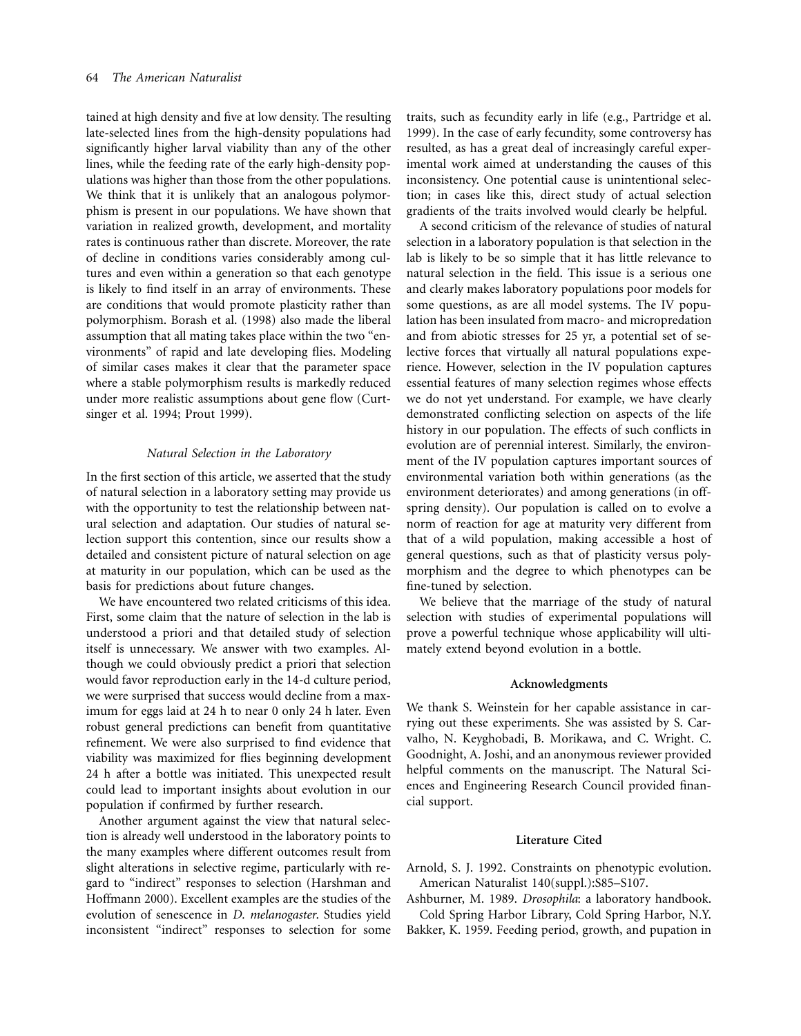tained at high density and five at low density. The resulting late-selected lines from the high-density populations had significantly higher larval viability than any of the other lines, while the feeding rate of the early high-density populations was higher than those from the other populations. We think that it is unlikely that an analogous polymorphism is present in our populations. We have shown that variation in realized growth, development, and mortality rates is continuous rather than discrete. Moreover, the rate of decline in conditions varies considerably among cultures and even within a generation so that each genotype is likely to find itself in an array of environments. These are conditions that would promote plasticity rather than polymorphism. Borash et al. (1998) also made the liberal assumption that all mating takes place within the two "environments" of rapid and late developing flies. Modeling of similar cases makes it clear that the parameter space where a stable polymorphism results is markedly reduced under more realistic assumptions about gene flow (Curtsinger et al. 1994; Prout 1999).

### *Natural Selection in the Laboratory*

In the first section of this article, we asserted that the study of natural selection in a laboratory setting may provide us with the opportunity to test the relationship between natural selection and adaptation. Our studies of natural selection support this contention, since our results show a detailed and consistent picture of natural selection on age at maturity in our population, which can be used as the basis for predictions about future changes.

We have encountered two related criticisms of this idea. First, some claim that the nature of selection in the lab is understood a priori and that detailed study of selection itself is unnecessary. We answer with two examples. Although we could obviously predict a priori that selection would favor reproduction early in the 14-d culture period, we were surprised that success would decline from a maximum for eggs laid at 24 h to near 0 only 24 h later. Even robust general predictions can benefit from quantitative refinement. We were also surprised to find evidence that viability was maximized for flies beginning development 24 h after a bottle was initiated. This unexpected result could lead to important insights about evolution in our population if confirmed by further research.

Another argument against the view that natural selection is already well understood in the laboratory points to the many examples where different outcomes result from slight alterations in selective regime, particularly with regard to "indirect" responses to selection (Harshman and Hoffmann 2000). Excellent examples are the studies of the evolution of senescence in *D. melanogaster*. Studies yield inconsistent "indirect" responses to selection for some traits, such as fecundity early in life (e.g., Partridge et al. 1999). In the case of early fecundity, some controversy has resulted, as has a great deal of increasingly careful experimental work aimed at understanding the causes of this inconsistency. One potential cause is unintentional selection; in cases like this, direct study of actual selection gradients of the traits involved would clearly be helpful.

A second criticism of the relevance of studies of natural selection in a laboratory population is that selection in the lab is likely to be so simple that it has little relevance to natural selection in the field. This issue is a serious one and clearly makes laboratory populations poor models for some questions, as are all model systems. The IV population has been insulated from macro- and micropredation and from abiotic stresses for 25 yr, a potential set of selective forces that virtually all natural populations experience. However, selection in the IV population captures essential features of many selection regimes whose effects we do not yet understand. For example, we have clearly demonstrated conflicting selection on aspects of the life history in our population. The effects of such conflicts in evolution are of perennial interest. Similarly, the environment of the IV population captures important sources of environmental variation both within generations (as the environment deteriorates) and among generations (in offspring density). Our population is called on to evolve a norm of reaction for age at maturity very different from that of a wild population, making accessible a host of general questions, such as that of plasticity versus polymorphism and the degree to which phenotypes can be fine-tuned by selection.

We believe that the marriage of the study of natural selection with studies of experimental populations will prove a powerful technique whose applicability will ultimately extend beyond evolution in a bottle.

## Acknowledgments

We thank S. Weinstein for her capable assistance in carrying out these experiments. She was assisted by S. Carvalho, N. Keyghobadi, B. Morikawa, and C. Wright. C. Goodnight, A. Joshi, and an anonymous reviewer provided helpful comments on the manuscript. The Natural Sciences and Engineering Research Council provided financial support.

## Literature Cited

Arnold, S. J. 1992. Constraints on phenotypic evolution. American Naturalist 140(suppl.):S85–S107.

Ashburner, M. 1989. *Drosophila*: a laboratory handbook. Cold Spring Harbor Library, Cold Spring Harbor, N.Y.

Bakker, K. 1959. Feeding period, growth, and pupation in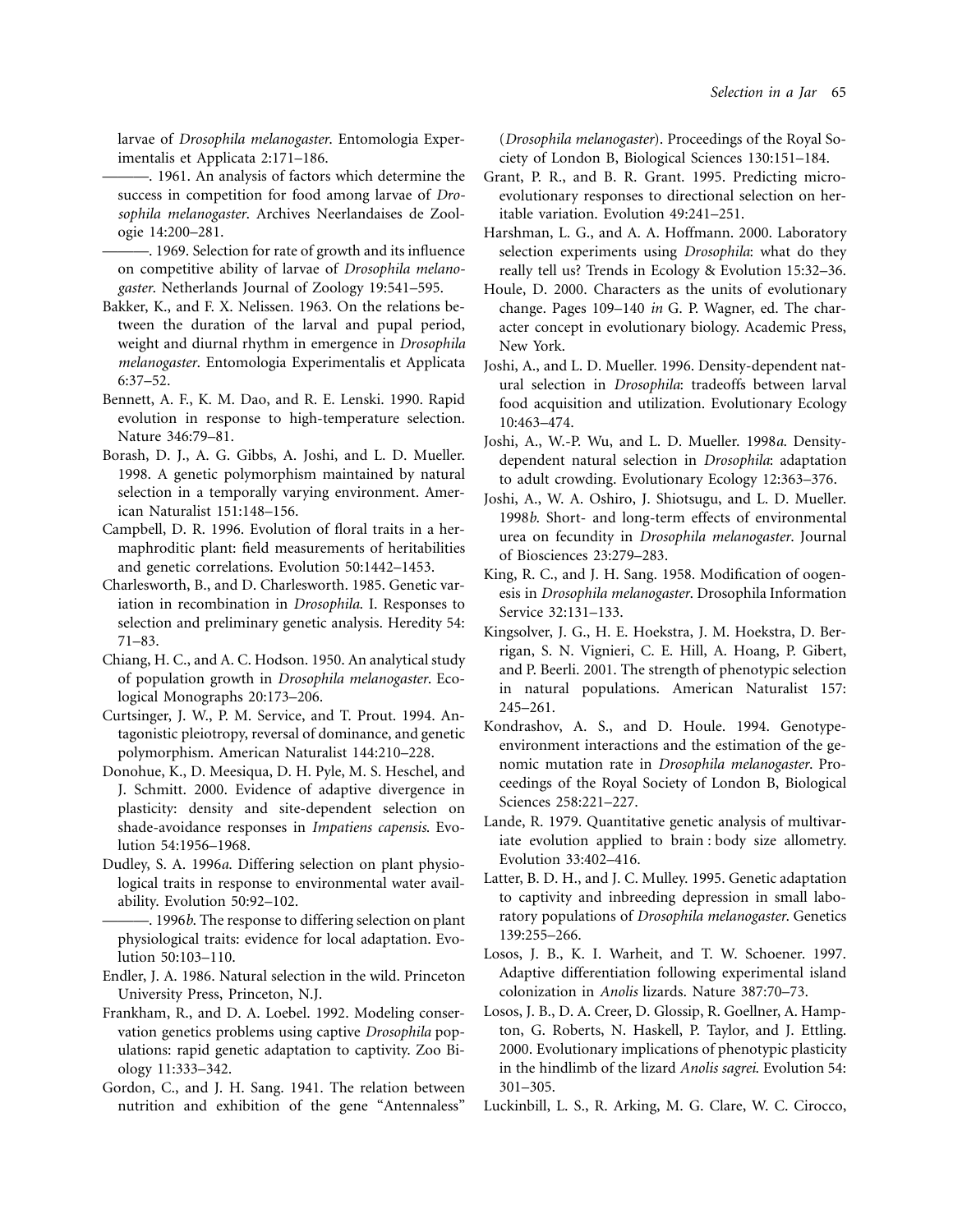larvae of *Drosophila melanogaster*. Entomologia Experimentalis et Applicata 2:171–186.

———. 1961. An analysis of factors which determine the success in competition for food among larvae of *Drosophila melanogaster*. Archives Neerlandaises de Zoologie 14:200–281.

———. 1969. Selection for rate of growth and its influence on competitive ability of larvae of *Drosophila melanogaster*. Netherlands Journal of Zoology 19:541–595.

Bakker, K., and F. X. Nelissen. 1963. On the relations between the duration of the larval and pupal period, weight and diurnal rhythm in emergence in *Drosophila melanogaster*. Entomologia Experimentalis et Applicata 6:37–52.

Bennett, A. F., K. M. Dao, and R. E. Lenski. 1990. Rapid evolution in response to high-temperature selection. Nature 346:79–81.

Borash, D. J., A. G. Gibbs, A. Joshi, and L. D. Mueller. 1998. A genetic polymorphism maintained by natural selection in a temporally varying environment. American Naturalist 151:148–156.

Campbell, D. R. 1996. Evolution of floral traits in a hermaphroditic plant: field measurements of heritabilities and genetic correlations. Evolution 50:1442–1453.

Charlesworth, B., and D. Charlesworth. 1985. Genetic variation in recombination in *Drosophila*. I. Responses to selection and preliminary genetic analysis. Heredity 54: 71–83.

Chiang, H. C., and A. C. Hodson. 1950. An analytical study of population growth in *Drosophila melanogaster*. Ecological Monographs 20:173–206.

Curtsinger, J. W., P. M. Service, and T. Prout. 1994. Antagonistic pleiotropy, reversal of dominance, and genetic polymorphism. American Naturalist 144:210–228.

Donohue, K., D. Meesiqua, D. H. Pyle, M. S. Heschel, and J. Schmitt. 2000. Evidence of adaptive divergence in plasticity: density and site-dependent selection on shade-avoidance responses in *Impatiens capensis*. Evolution 54:1956–1968.

Dudley, S. A. 1996*a*. Differing selection on plant physiological traits in response to environmental water availability. Evolution 50:92–102.

———. 1996*b*. The response to differing selection on plant physiological traits: evidence for local adaptation. Evolution 50:103–110.

Endler, J. A. 1986. Natural selection in the wild. Princeton University Press, Princeton, N.J.

Frankham, R., and D. A. Loebel. 1992. Modeling conservation genetics problems using captive *Drosophila* populations: rapid genetic adaptation to captivity. Zoo Biology 11:333–342.

Gordon, C., and J. H. Sang. 1941. The relation between nutrition and exhibition of the gene "Antennaless" (*Drosophila melanogaster*). Proceedings of the Royal Society of London B, Biological Sciences 130:151–184.

Grant, P. R., and B. R. Grant. 1995. Predicting microevolutionary responses to directional selection on heritable variation. Evolution 49:241–251.

Harshman, L. G., and A. A. Hoffmann. 2000. Laboratory selection experiments using *Drosophila*: what do they really tell us? Trends in Ecology & Evolution 15:32–36.

Houle, D. 2000. Characters as the units of evolutionary change. Pages 109–140 *in* G. P. Wagner, ed. The character concept in evolutionary biology. Academic Press, New York.

Joshi, A., and L. D. Mueller. 1996. Density-dependent natural selection in *Drosophila*: tradeoffs between larval food acquisition and utilization. Evolutionary Ecology 10:463–474.

Joshi, A., W.-P. Wu, and L. D. Mueller. 1998*a*. Density-dependent natural selection in *Drosophila*: adaptation to adult crowding. Evolutionary Ecology 12:363–376.

Joshi, A., W. A. Oshiro, J. Shiotsugu, and L. D. Mueller. 1998*b*. Short- and long-term effects of environmental urea on fecundity in *Drosophila melanogaster*. Journal of Biosciences 23:279–283.

King, R. C., and J. H. Sang. 1958. Modification of oogenesis in *Drosophila melanogaster*. Drosophila Information Service 32:131–133.

Kingsolver, J. G., H. E. Hoekstra, J. M. Hoekstra, D. Berrigan, S. N. Vignieri, C. E. Hill, A. Hoang, P. Gibert, and P. Beerli. 2001. The strength of phenotypic selection in natural populations. American Naturalist 157: 245–261.

Kondrashov, A. S., and D. Houle. 1994. Genotype-environment interactions and the estimation of the genomic mutation rate in *Drosophila melanogaster*. Proceedings of the Royal Society of London B, Biological Sciences 258:221–227.

Lande, R. 1979. Quantitative genetic analysis of multivariate evolution applied to brain : body size allometry. Evolution 33:402–416.

Latter, B. D. H., and J. C. Mulley. 1995. Genetic adaptation to captivity and inbreeding depression in small laboratory populations of *Drosophila melanogaster*. Genetics 139:255–266.

Losos, J. B., K. I. Warheit, and T. W. Schoener. 1997. Adaptive differentiation following experimental island colonization in *Anolis* lizards. Nature 387:70–73.

Losos, J. B., D. A. Creer, D. Glossip, R. Goellner, A. Hampton, G. Roberts, N. Haskell, P. Taylor, and J. Ettling. 2000. Evolutionary implications of phenotypic plasticity in the hindlimb of the lizard *Anolis sagrei*. Evolution 54: 301–305.

Luckinbill, L. S., R. Arking, M. G. Clare, W. C. Cirocco,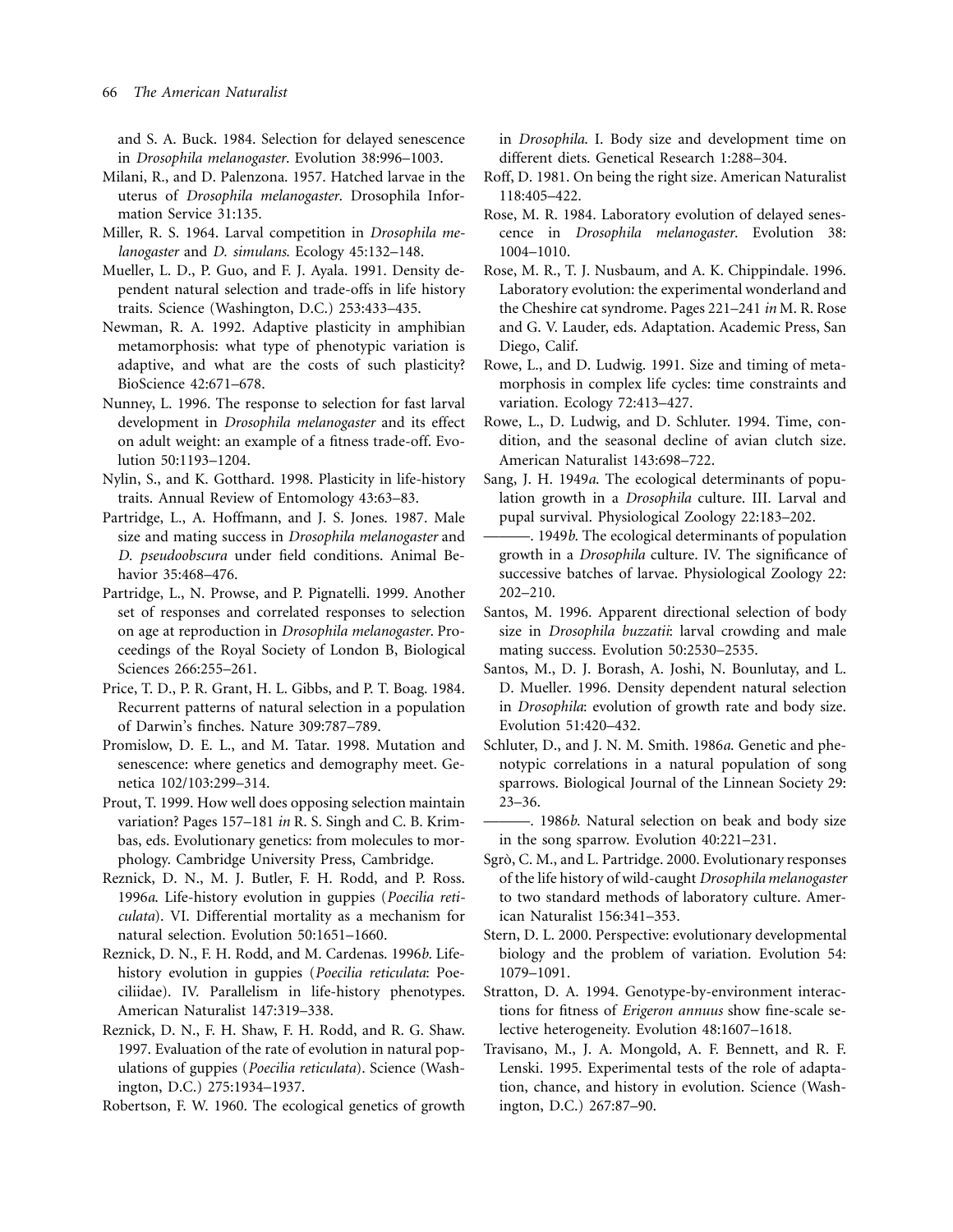and S. A. Buck. 1984. Selection for delayed senescence in *Drosophila melanogaster*. Evolution 38:996–1003.

Milani, R., and D. Palenzona. 1957. Hatched larvae in the uterus of *Drosophila melanogaster*. Drosophila Information Service 31:135.

Miller, R. S. 1964. Larval competition in *Drosophila melanogaster* and *D. simulans*. Ecology 45:132–148.

Mueller, L. D., P. Guo, and F. J. Ayala. 1991. Density dependent natural selection and trade-offs in life history traits. Science (Washington, D.C.) 253:433–435.

Newman, R. A. 1992. Adaptive plasticity in amphibian metamorphosis: what type of phenotypic variation is adaptive, and what are the costs of such plasticity? BioScience 42:671–678.

Nunney, L. 1996. The response to selection for fast larval development in *Drosophila melanogaster* and its effect on adult weight: an example of a fitness trade-off. Evolution 50:1193–1204.

Nylin, S., and K. Gotthard. 1998. Plasticity in life-history traits. Annual Review of Entomology 43:63–83.

Partridge, L., A. Hoffmann, and J. S. Jones. 1987. Male size and mating success in *Drosophila melanogaster* and *D. pseudoobscura* under field conditions. Animal Behavior 35:468–476.

Partridge, L., N. Prowse, and P. Pignatelli. 1999. Another set of responses and correlated responses to selection on age at reproduction in *Drosophila melanogaster*. Proceedings of the Royal Society of London B, Biological Sciences 266:255–261.

Price, T. D., P. R. Grant, H. L. Gibbs, and P. T. Boag. 1984. Recurrent patterns of natural selection in a population of Darwin's finches. Nature 309:787–789.

Promislow, D. E. L., and M. Tatar. 1998. Mutation and senescence: where genetics and demography meet. Genetica 102/103:299–314.

Prout, T. 1999. How well does opposing selection maintain variation? Pages 157–181 *in* R. S. Singh and C. B. Krimbas, eds. Evolutionary genetics: from molecules to morphology. Cambridge University Press, Cambridge.

Reznick, D. N., M. J. Butler, F. H. Rodd, and P. Ross. 1996*a*. Life-history evolution in guppies (*Poecilia reticulata*). VI. Differential mortality as a mechanism for natural selection. Evolution 50:1651–1660.

Reznick, D. N., F. H. Rodd, and M. Cardenas. 1996*b*. Life-history evolution in guppies (*Poecilia reticulata*: Poeciliidae). IV. Parallelism in life-history phenotypes. American Naturalist 147:319–338.

Reznick, D. N., F. H. Shaw, F. H. Rodd, and R. G. Shaw. 1997. Evaluation of the rate of evolution in natural populations of guppies (*Poecilia reticulata*). Science (Washington, D.C.) 275:1934–1937.

Robertson, F. W. 1960. The ecological genetics of growth in *Drosophila*. I. Body size and development time on different diets. Genetical Research 1:288–304.

Roff, D. 1981. On being the right size. American Naturalist 118:405–422.

Rose, M. R. 1984. Laboratory evolution of delayed senescence in *Drosophila melanogaster*. Evolution 38:1004–1010.

Rose, M. R., T. J. Nusbaum, and A. K. Chippindale. 1996. Laboratory evolution: the experimental wonderland and the Cheshire cat syndrome. Pages 221–241 *in* M. R. Rose and G. V. Lauder, eds. Adaptation. Academic Press, San Diego, Calif.

Rowe, L., and D. Ludwig. 1991. Size and timing of metamorphosis in complex life cycles: time constraints and variation. Ecology 72:413–427.

Rowe, L., D. Ludwig, and D. Schluter. 1994. Time, condition, and the seasonal decline of avian clutch size. American Naturalist 143:698–722.

Sang, J. H. 1949*a*. The ecological determinants of population growth in a *Drosophila* culture. III. Larval and pupal survival. Physiological Zoology 22:183–202.

———. 1949*b*. The ecological determinants of population growth in a *Drosophila* culture. IV. The significance of successive batches of larvae. Physiological Zoology 22:202–210.

Santos, M. 1996. Apparent directional selection of body size in *Drosophila buzzatii*: larval crowding and male mating success. Evolution 50:2530–2535.

Santos, M., D. J. Borash, A. Joshi, N. Bounlutay, and L. D. Mueller. 1996. Density dependent natural selection in *Drosophila*: evolution of growth rate and body size. Evolution 51:420–432.

Schluter, D., and J. N. M. Smith. 1986*a*. Genetic and phenotypic correlations in a natural population of song sparrows. Biological Journal of the Linnean Society 29:23–36.

———. 1986*b*. Natural selection on beak and body size in the song sparrow. Evolution 40:221–231.

Sgrò, C. M., and L. Partridge. 2000. Evolutionary responses of the life history of wild-caught *Drosophila melanogaster* to two standard methods of laboratory culture. American Naturalist 156:341–353.

Stern, D. L. 2000. Perspective: evolutionary developmental biology and the problem of variation. Evolution 54:1079–1091.

Stratton, D. A. 1994. Genotype-by-environment interactions for fitness of *Erigeron annuus* show fine-scale selective heterogeneity. Evolution 48:1607–1618.

Travisano, M., J. A. Mongold, A. F. Bennett, and R. F. Lenski. 1995. Experimental tests of the role of adaptation, chance, and history in evolution. Science (Washington, D.C.) 267:87–90.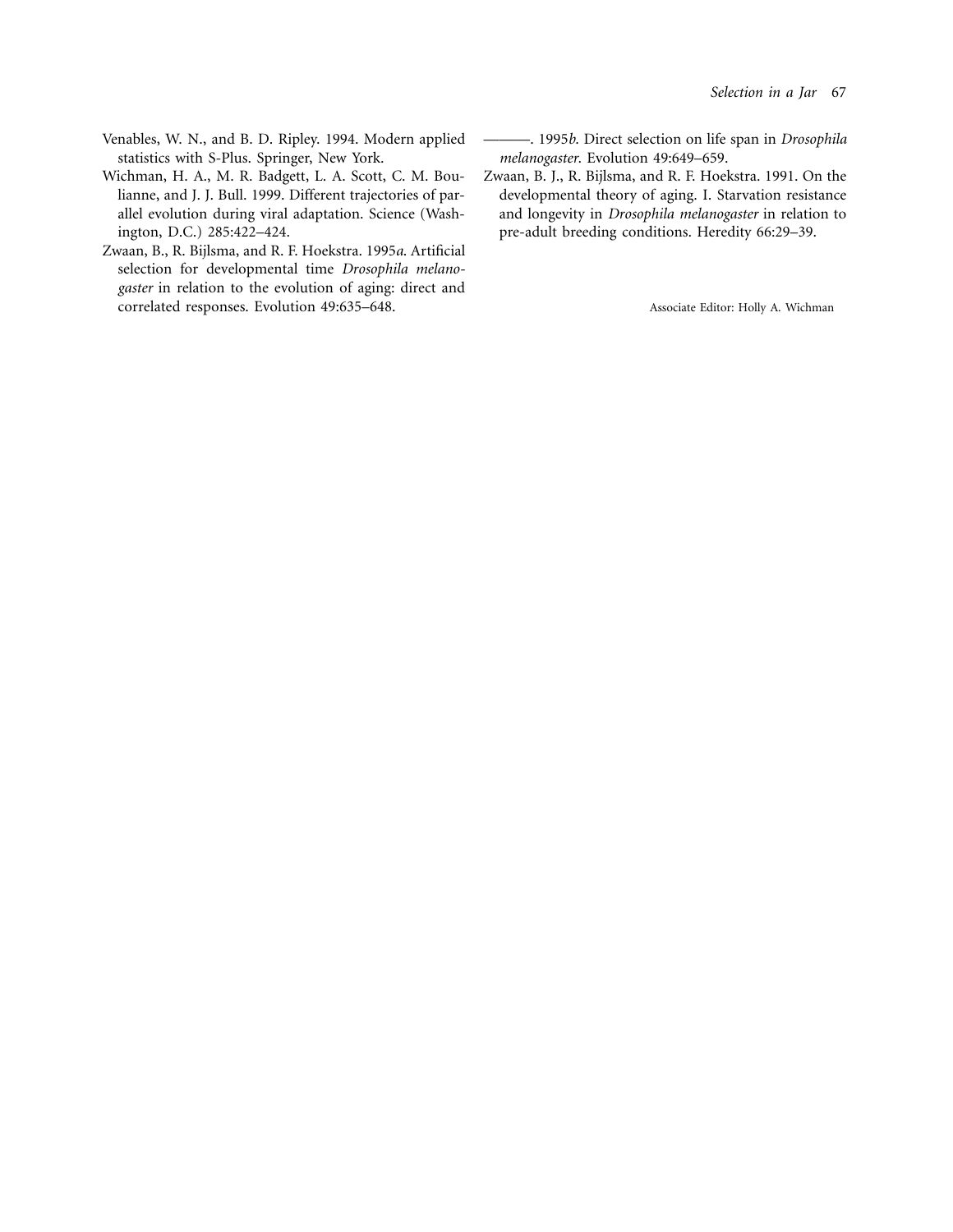Venables, W. N., and B. D. Ripley. 1994. Modern applied statistics with S-Plus. Springer, New York.

Wichman, H. A., M. R. Badgett, L. A. Scott, C. M. Boulianne, and J. J. Bull. 1999. Different trajectories of parallel evolution during viral adaptation. Science (Washington, D.C.) 285:422–424.

Zwaan, B., R. Bijlsma, and R. F. Hoekstra. 1995*a*. Artificial selection for developmental time *Drosophila melanogaster* in relation to the evolution of aging: direct and correlated responses. Evolution 49:635–648.

———. 1995*b*. Direct selection on life span in *Drosophila melanogaster*. Evolution 49:649–659.

Zwaan, B. J., R. Bijlsma, and R. F. Hoekstra. 1991. On the developmental theory of aging. I. Starvation resistance and longevity in *Drosophila melanogaster* in relation to pre-adult breeding conditions. Heredity 66:29–39.

Associate Editor: Holly A. Wichman